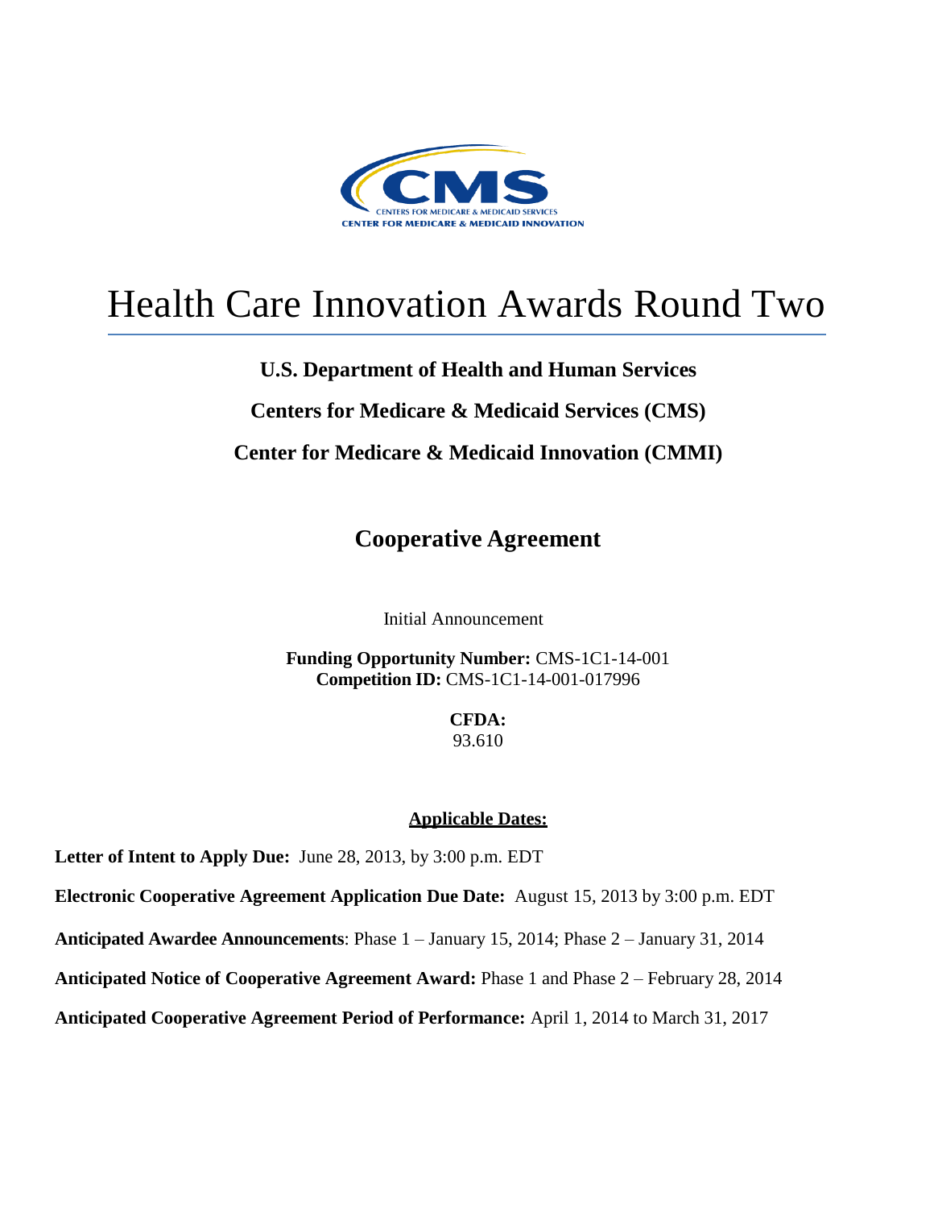CENTERS FOR MEDICARE & MEDICAID SERVICES

CENTER FOR MEDICARE & MEDICAID INNOVATION

# Health Care Innovation Awards Round Two

**U.S. Department of Health and Human Services**

**Centers for Medicare & Medicaid Services (CMS)**

**Center for Medicare & Medicaid Innovation (CMMI)**

## Cooperative Agreement

Initial Announcement

**Funding Opportunity Number:** CMS-1C1-14-001
**Competition ID:** CMS-1C1-14-001-017996

**CFDA:**
93.610

**Applicable Dates:**

**Letter of Intent to Apply Due:** June 28, 2013, by 3:00 p.m. EDT

**Electronic Cooperative Agreement Application Due Date:** August 15, 2013 by 3:00 p.m. EDT

**Anticipated Awardee Announcements**: Phase 1 – January 15, 2014; Phase 2 – January 31, 2014

**Anticipated Notice of Cooperative Agreement Award:** Phase 1 and Phase 2 – February 28, 2014

**Anticipated Cooperative Agreement Period of Performance:** April 1, 2014 to March 31, 2017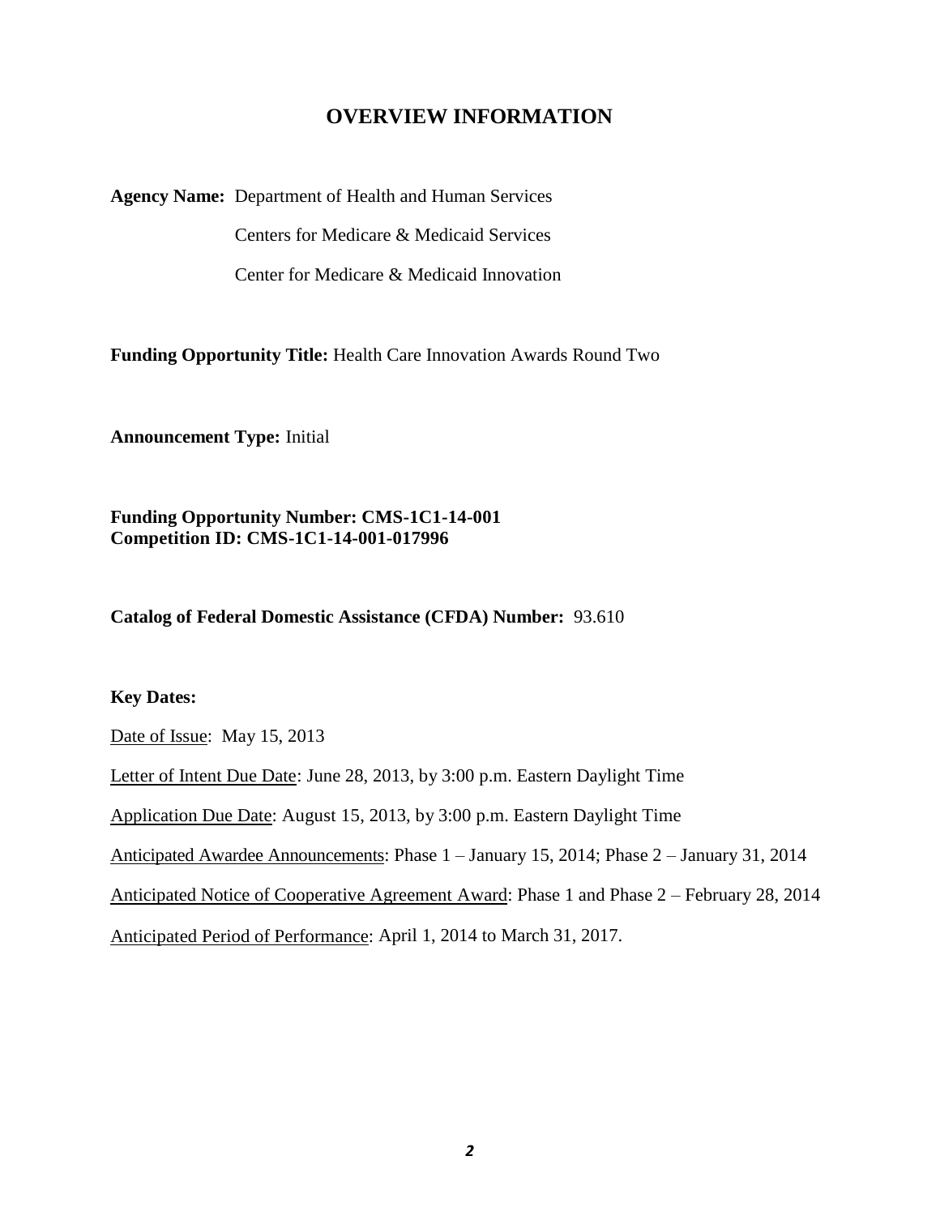# OVERVIEW INFORMATION

**Agency Name:** Department of Health and Human Services

Centers for Medicare & Medicaid Services

Center for Medicare & Medicaid Innovation

**Funding Opportunity Title:** Health Care Innovation Awards Round Two

**Announcement Type:** Initial

**Funding Opportunity Number: CMS-1C1-14-001**
**Competition ID: CMS-1C1-14-001-017996**

**Catalog of Federal Domestic Assistance (CFDA) Number:** 93.610

**Key Dates:**

Date of Issue: May 15, 2013

Letter of Intent Due Date: June 28, 2013, by 3:00 p.m. Eastern Daylight Time

Application Due Date: August 15, 2013, by 3:00 p.m. Eastern Daylight Time

Anticipated Awardee Announcements: Phase 1 – January 15, 2014; Phase 2 – January 31, 2014

Anticipated Notice of Cooperative Agreement Award: Phase 1 and Phase 2 – February 28, 2014

Anticipated Period of Performance: April 1, 2014 to March 31, 2017.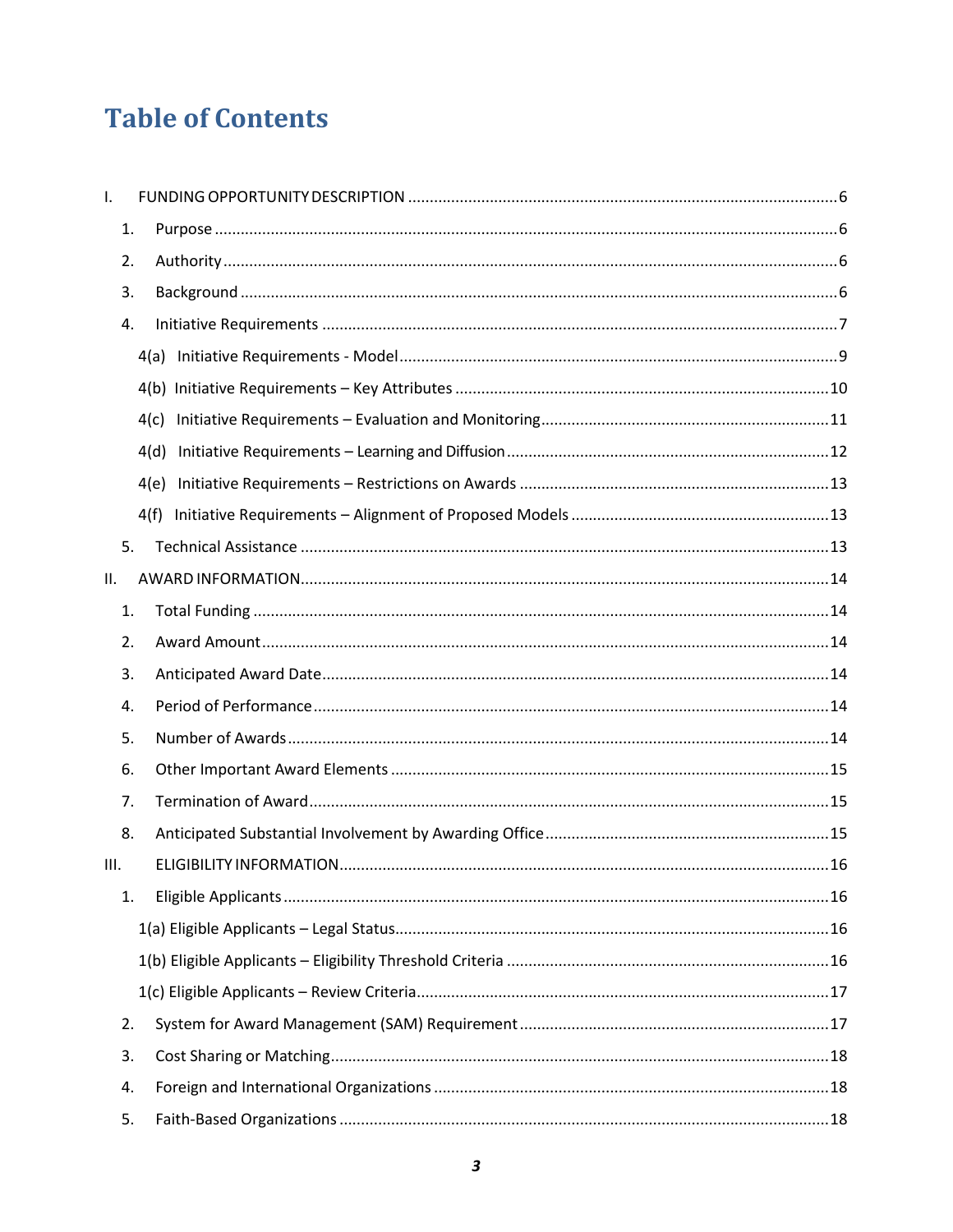# Table of Contents

- I. FUNDING OPPORTUNITY DESCRIPTION .......... 6
  - 1. Purpose .......... 6
  - 2. Authority .......... 6
  - 3. Background .......... 6
  - 4. Initiative Requirements .......... 7
    - 4(a) Initiative Requirements - Model .......... 9
    - 4(b) Initiative Requirements – Key Attributes .......... 10
    - 4(c) Initiative Requirements – Evaluation and Monitoring .......... 11
    - 4(d) Initiative Requirements – Learning and Diffusion .......... 12
    - 4(e) Initiative Requirements – Restrictions on Awards .......... 13
    - 4(f) Initiative Requirements – Alignment of Proposed Models .......... 13
  - 5. Technical Assistance .......... 13
- II. AWARD INFORMATION .......... 14
  - 1. Total Funding .......... 14
  - 2. Award Amount .......... 14
  - 3. Anticipated Award Date .......... 14
  - 4. Period of Performance .......... 14
  - 5. Number of Awards .......... 14
  - 6. Other Important Award Elements .......... 15
  - 7. Termination of Award .......... 15
  - 8. Anticipated Substantial Involvement by Awarding Office .......... 15
- III. ELIGIBILITY INFORMATION .......... 16
  - 1. Eligible Applicants .......... 16
    - 1(a) Eligible Applicants – Legal Status .......... 16
    - 1(b) Eligible Applicants – Eligibility Threshold Criteria .......... 16
    - 1(c) Eligible Applicants – Review Criteria .......... 17
  - 2. System for Award Management (SAM) Requirement .......... 17
  - 3. Cost Sharing or Matching .......... 18
  - 4. Foreign and International Organizations .......... 18
  - 5. Faith-Based Organizations .......... 18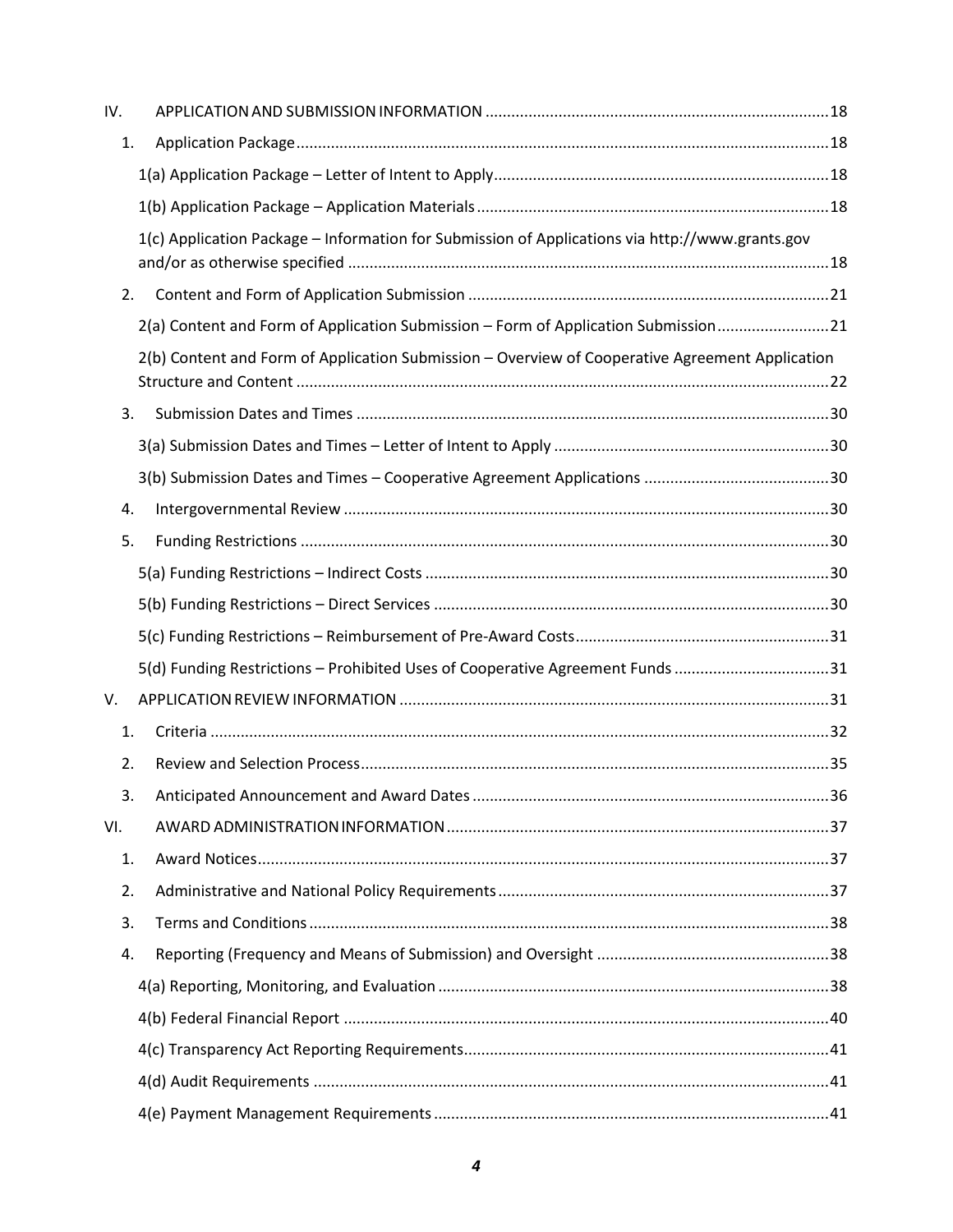IV. APPLICATION AND SUBMISSION INFORMATION ........................................................................ 18

1. Application Package ........................................................................................................ 18

   1(a) Application Package – Letter of Intent to Apply ........................................................ 18

   1(b) Application Package – Application Materials ............................................................ 18

   1(c) Application Package – Information for Submission of Applications via http://www.grants.gov and/or as otherwise specified ................................................................................ 18

2. Content and Form of Application Submission ............................................................... 21

   2(a) Content and Form of Application Submission – Form of Application Submission ........ 21

   2(b) Content and Form of Application Submission – Overview of Cooperative Agreement Application Structure and Content ........................................................................................ 22

3. Submission Dates and Times ........................................................................................... 30

   3(a) Submission Dates and Times – Letter of Intent to Apply ............................................ 30

   3(b) Submission Dates and Times – Cooperative Agreement Applications ........................ 30

4. Intergovernmental Review .............................................................................................. 30

5. Funding Restrictions ........................................................................................................ 30

   5(a) Funding Restrictions – Indirect Costs .......................................................................... 30

   5(b) Funding Restrictions – Direct Services ........................................................................ 30

   5(c) Funding Restrictions – Reimbursement of Pre-Award Costs ....................................... 31

   5(d) Funding Restrictions – Prohibited Uses of Cooperative Agreement Funds ................. 31

V. APPLICATION REVIEW INFORMATION ................................................................................ 31

1. Criteria ............................................................................................................................. 32

2. Review and Selection Process .......................................................................................... 35

3. Anticipated Announcement and Award Dates ................................................................ 36

VI. AWARD ADMINISTRATION INFORMATION ....................................................................... 37

1. Award Notices .................................................................................................................. 37

2. Administrative and National Policy Requirements .......................................................... 37

3. Terms and Conditions ...................................................................................................... 38

4. Reporting (Frequency and Means of Submission) and Oversight ................................... 38

   4(a) Reporting, Monitoring, and Evaluation ....................................................................... 38

   4(b) Federal Financial Report ............................................................................................. 40

   4(c) Transparency Act Reporting Requirements ................................................................. 41

   4(d) Audit Requirements .................................................................................................... 41

   4(e) Payment Management Requirements ........................................................................ 41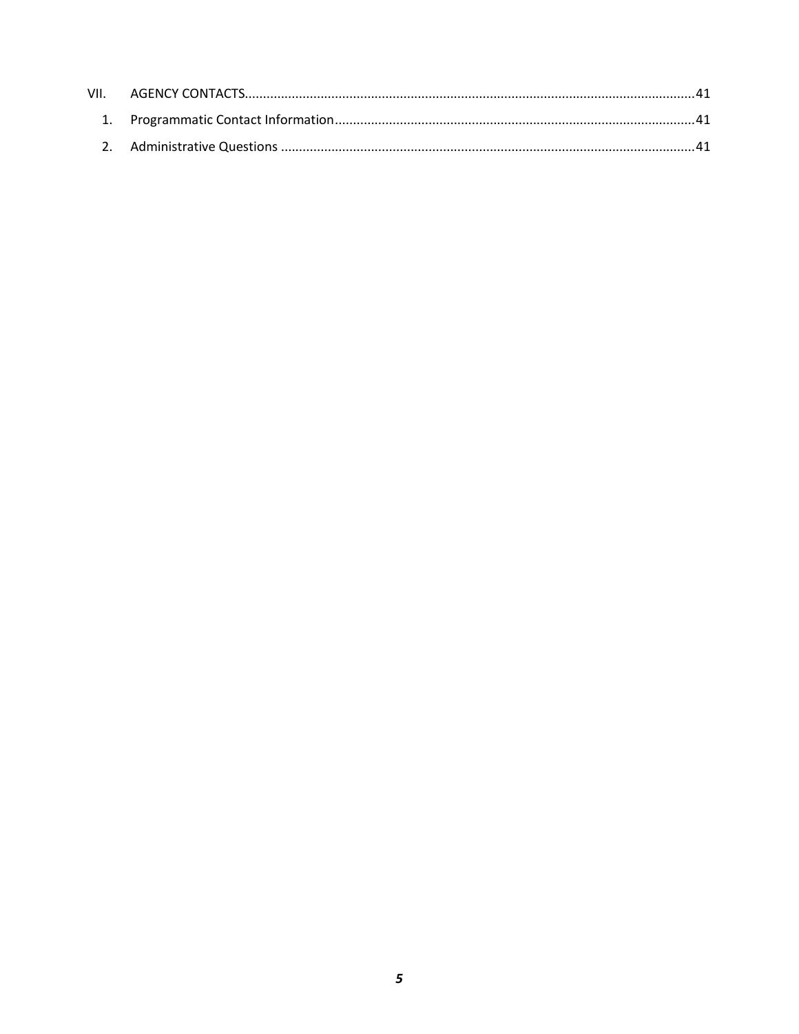VII. AGENCY CONTACTS....................................................................................................................41

1. Programmatic Contact Information....................................................................................................41

2. Administrative Questions ..................................................................................................................41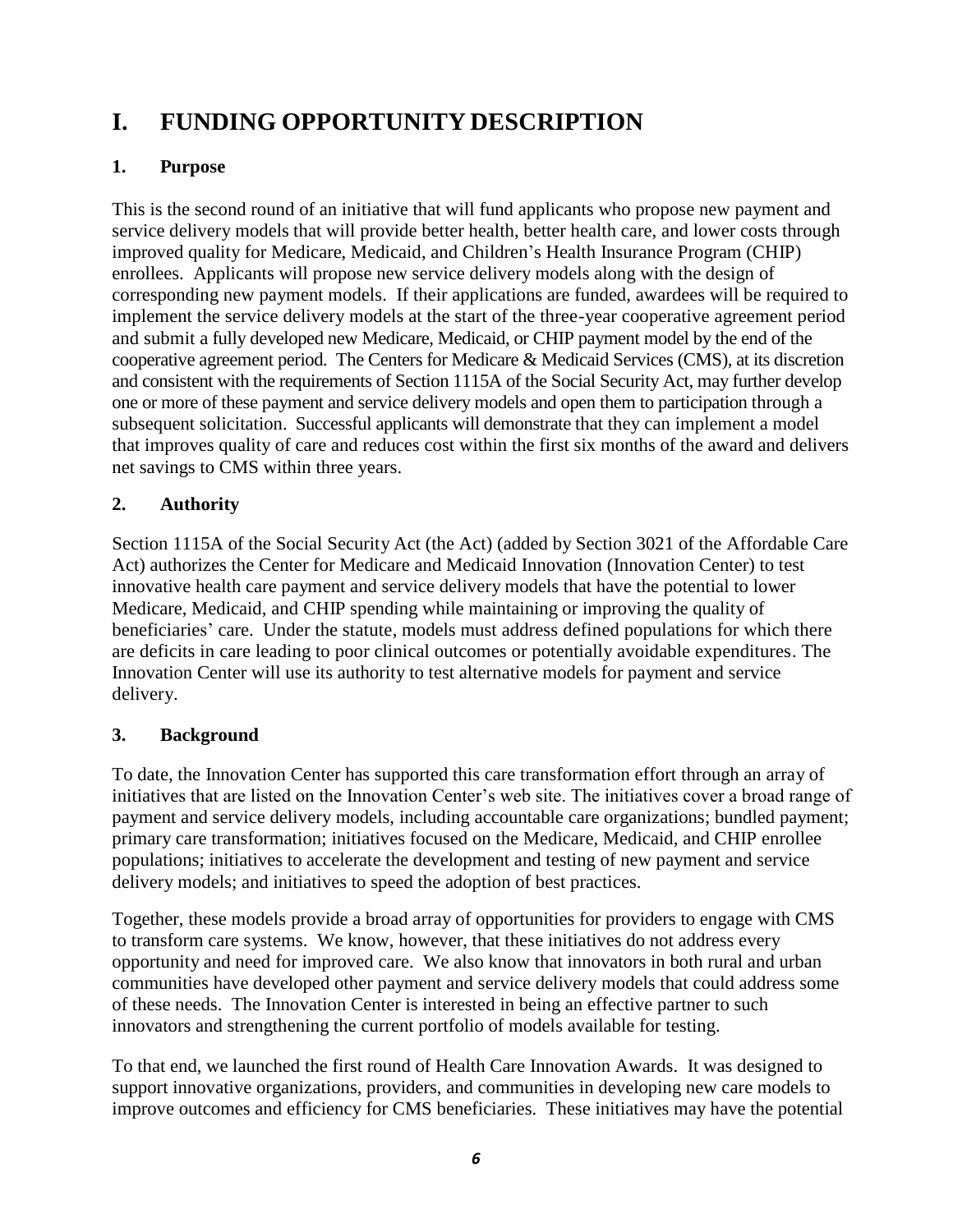# I. FUNDING OPPORTUNITY DESCRIPTION

## 1. Purpose

This is the second round of an initiative that will fund applicants who propose new payment and service delivery models that will provide better health, better health care, and lower costs through improved quality for Medicare, Medicaid, and Children's Health Insurance Program (CHIP) enrollees. Applicants will propose new service delivery models along with the design of corresponding new payment models. If their applications are funded, awardees will be required to implement the service delivery models at the start of the three-year cooperative agreement period and submit a fully developed new Medicare, Medicaid, or CHIP payment model by the end of the cooperative agreement period. The Centers for Medicare & Medicaid Services (CMS), at its discretion and consistent with the requirements of Section 1115A of the Social Security Act, may further develop one or more of these payment and service delivery models and open them to participation through a subsequent solicitation. Successful applicants will demonstrate that they can implement a model that improves quality of care and reduces cost within the first six months of the award and delivers net savings to CMS within three years.

## 2. Authority

Section 1115A of the Social Security Act (the Act) (added by Section 3021 of the Affordable Care Act) authorizes the Center for Medicare and Medicaid Innovation (Innovation Center) to test innovative health care payment and service delivery models that have the potential to lower Medicare, Medicaid, and CHIP spending while maintaining or improving the quality of beneficiaries' care. Under the statute, models must address defined populations for which there are deficits in care leading to poor clinical outcomes or potentially avoidable expenditures. The Innovation Center will use its authority to test alternative models for payment and service delivery.

## 3. Background

To date, the Innovation Center has supported this care transformation effort through an array of initiatives that are listed on the Innovation Center's web site. The initiatives cover a broad range of payment and service delivery models, including accountable care organizations; bundled payment; primary care transformation; initiatives focused on the Medicare, Medicaid, and CHIP enrollee populations; initiatives to accelerate the development and testing of new payment and service delivery models; and initiatives to speed the adoption of best practices.

Together, these models provide a broad array of opportunities for providers to engage with CMS to transform care systems. We know, however, that these initiatives do not address every opportunity and need for improved care. We also know that innovators in both rural and urban communities have developed other payment and service delivery models that could address some of these needs. The Innovation Center is interested in being an effective partner to such innovators and strengthening the current portfolio of models available for testing.

To that end, we launched the first round of Health Care Innovation Awards. It was designed to support innovative organizations, providers, and communities in developing new care models to improve outcomes and efficiency for CMS beneficiaries. These initiatives may have the potential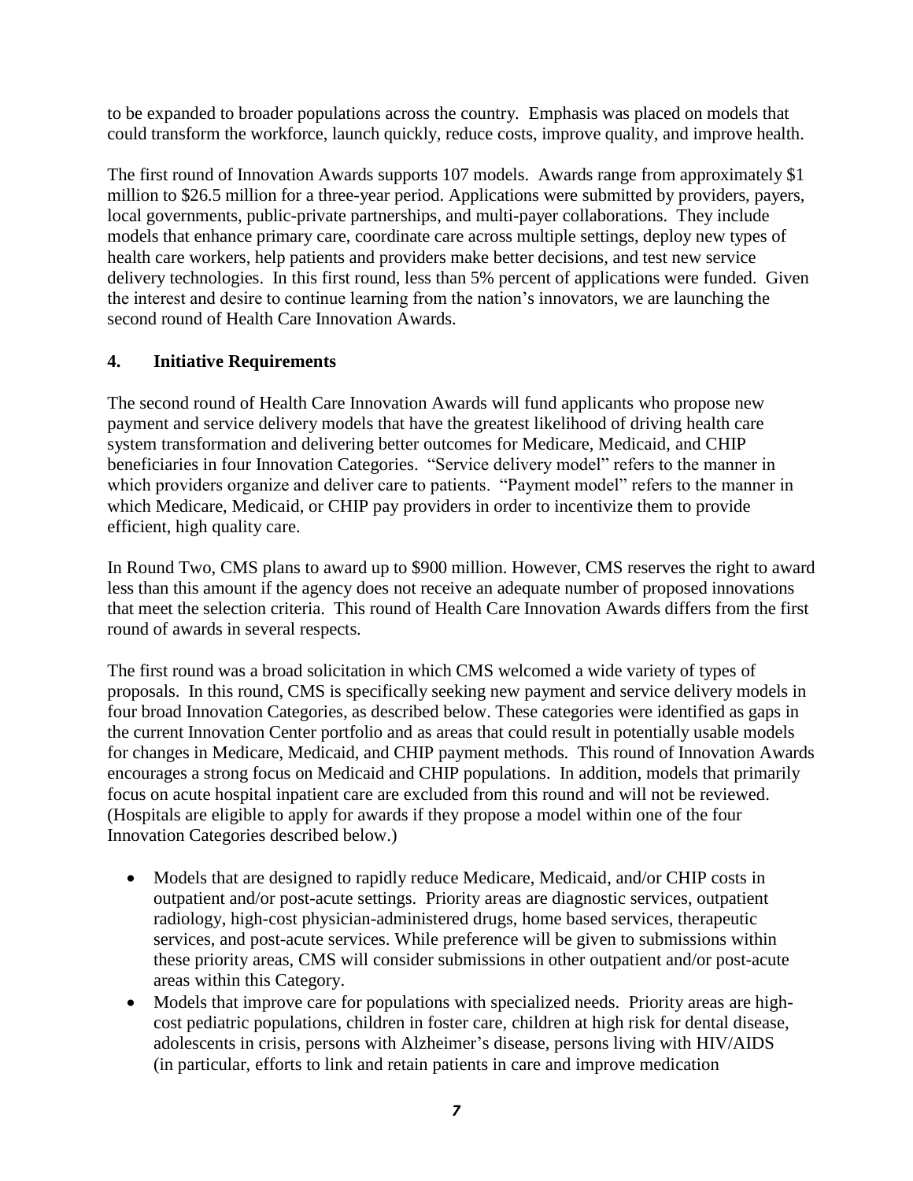to be expanded to broader populations across the country. Emphasis was placed on models that could transform the workforce, launch quickly, reduce costs, improve quality, and improve health.

The first round of Innovation Awards supports 107 models. Awards range from approximately $1 million to $26.5 million for a three-year period. Applications were submitted by providers, payers, local governments, public-private partnerships, and multi-payer collaborations. They include models that enhance primary care, coordinate care across multiple settings, deploy new types of health care workers, help patients and providers make better decisions, and test new service delivery technologies. In this first round, less than 5% percent of applications were funded. Given the interest and desire to continue learning from the nation's innovators, we are launching the second round of Health Care Innovation Awards.

## 4. Initiative Requirements

The second round of Health Care Innovation Awards will fund applicants who propose new payment and service delivery models that have the greatest likelihood of driving health care system transformation and delivering better outcomes for Medicare, Medicaid, and CHIP beneficiaries in four Innovation Categories. "Service delivery model" refers to the manner in which providers organize and deliver care to patients. "Payment model" refers to the manner in which Medicare, Medicaid, or CHIP pay providers in order to incentivize them to provide efficient, high quality care.

In Round Two, CMS plans to award up to $900 million. However, CMS reserves the right to award less than this amount if the agency does not receive an adequate number of proposed innovations that meet the selection criteria. This round of Health Care Innovation Awards differs from the first round of awards in several respects.

The first round was a broad solicitation in which CMS welcomed a wide variety of types of proposals. In this round, CMS is specifically seeking new payment and service delivery models in four broad Innovation Categories, as described below. These categories were identified as gaps in the current Innovation Center portfolio and as areas that could result in potentially usable models for changes in Medicare, Medicaid, and CHIP payment methods. This round of Innovation Awards encourages a strong focus on Medicaid and CHIP populations. In addition, models that primarily focus on acute hospital inpatient care are excluded from this round and will not be reviewed. (Hospitals are eligible to apply for awards if they propose a model within one of the four Innovation Categories described below.)

- Models that are designed to rapidly reduce Medicare, Medicaid, and/or CHIP costs in outpatient and/or post-acute settings. Priority areas are diagnostic services, outpatient radiology, high-cost physician-administered drugs, home based services, therapeutic services, and post-acute services. While preference will be given to submissions within these priority areas, CMS will consider submissions in other outpatient and/or post-acute areas within this Category.
- Models that improve care for populations with specialized needs. Priority areas are high-cost pediatric populations, children in foster care, children at high risk for dental disease, adolescents in crisis, persons with Alzheimer's disease, persons living with HIV/AIDS (in particular, efforts to link and retain patients in care and improve medication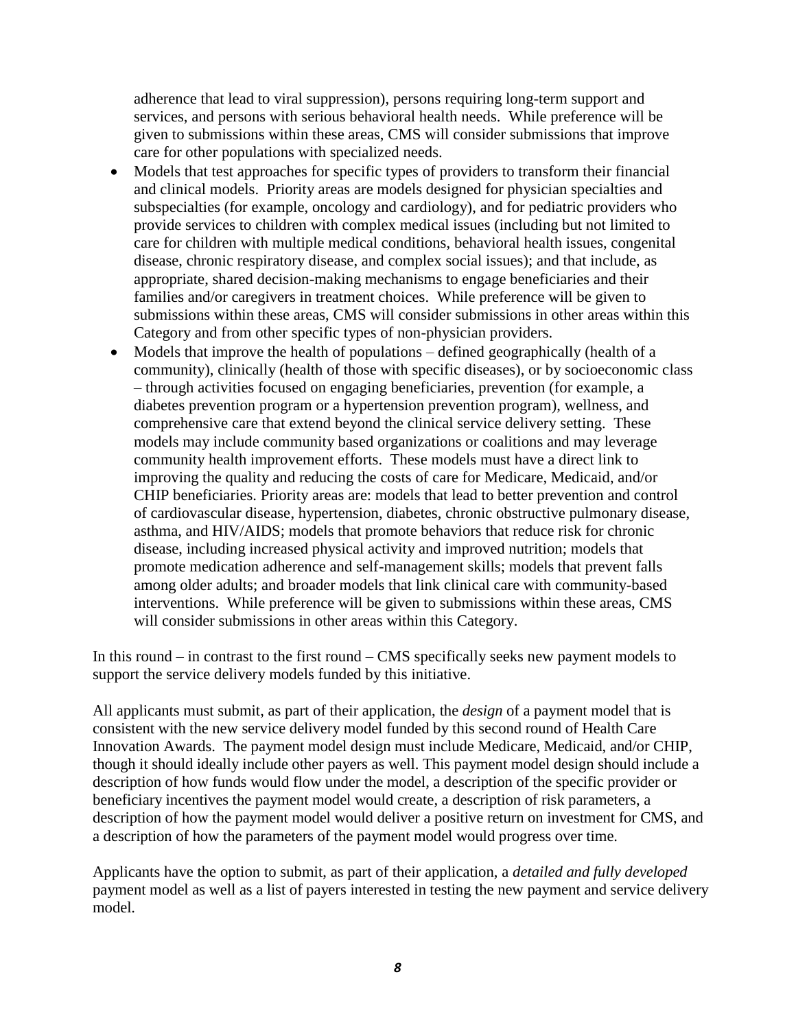adherence that lead to viral suppression), persons requiring long-term support and services, and persons with serious behavioral health needs. While preference will be given to submissions within these areas, CMS will consider submissions that improve care for other populations with specialized needs.

- Models that test approaches for specific types of providers to transform their financial and clinical models. Priority areas are models designed for physician specialties and subspecialties (for example, oncology and cardiology), and for pediatric providers who provide services to children with complex medical issues (including but not limited to care for children with multiple medical conditions, behavioral health issues, congenital disease, chronic respiratory disease, and complex social issues); and that include, as appropriate, shared decision-making mechanisms to engage beneficiaries and their families and/or caregivers in treatment choices. While preference will be given to submissions within these areas, CMS will consider submissions in other areas within this Category and from other specific types of non-physician providers.
- Models that improve the health of populations – defined geographically (health of a community), clinically (health of those with specific diseases), or by socioeconomic class – through activities focused on engaging beneficiaries, prevention (for example, a diabetes prevention program or a hypertension prevention program), wellness, and comprehensive care that extend beyond the clinical service delivery setting. These models may include community based organizations or coalitions and may leverage community health improvement efforts. These models must have a direct link to improving the quality and reducing the costs of care for Medicare, Medicaid, and/or CHIP beneficiaries. Priority areas are: models that lead to better prevention and control of cardiovascular disease, hypertension, diabetes, chronic obstructive pulmonary disease, asthma, and HIV/AIDS; models that promote behaviors that reduce risk for chronic disease, including increased physical activity and improved nutrition; models that promote medication adherence and self-management skills; models that prevent falls among older adults; and broader models that link clinical care with community-based interventions. While preference will be given to submissions within these areas, CMS will consider submissions in other areas within this Category.

In this round – in contrast to the first round – CMS specifically seeks new payment models to support the service delivery models funded by this initiative.

All applicants must submit, as part of their application, the *design* of a payment model that is consistent with the new service delivery model funded by this second round of Health Care Innovation Awards. The payment model design must include Medicare, Medicaid, and/or CHIP, though it should ideally include other payers as well. This payment model design should include a description of how funds would flow under the model, a description of the specific provider or beneficiary incentives the payment model would create, a description of risk parameters, a description of how the payment model would deliver a positive return on investment for CMS, and a description of how the parameters of the payment model would progress over time.

Applicants have the option to submit, as part of their application, a *detailed and fully developed* payment model as well as a list of payers interested in testing the new payment and service delivery model.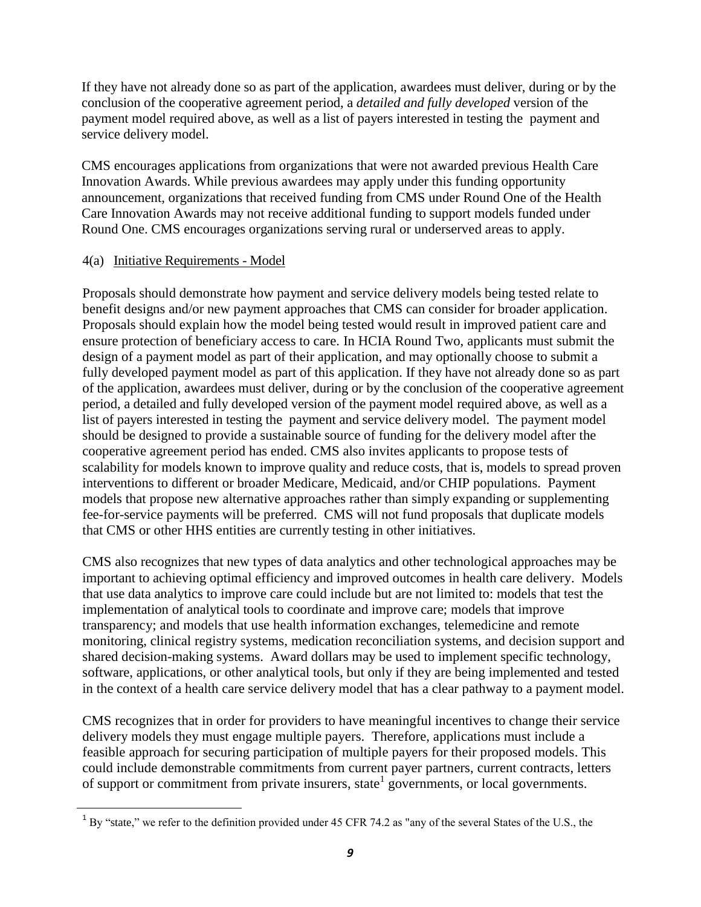If they have not already done so as part of the application, awardees must deliver, during or by the conclusion of the cooperative agreement period, a *detailed and fully developed* version of the payment model required above, as well as a list of payers interested in testing the payment and service delivery model.

CMS encourages applications from organizations that were not awarded previous Health Care Innovation Awards. While previous awardees may apply under this funding opportunity announcement, organizations that received funding from CMS under Round One of the Health Care Innovation Awards may not receive additional funding to support models funded under Round One. CMS encourages organizations serving rural or underserved areas to apply.

4(a) Initiative Requirements - Model

Proposals should demonstrate how payment and service delivery models being tested relate to benefit designs and/or new payment approaches that CMS can consider for broader application. Proposals should explain how the model being tested would result in improved patient care and ensure protection of beneficiary access to care. In HCIA Round Two, applicants must submit the design of a payment model as part of their application, and may optionally choose to submit a fully developed payment model as part of this application. If they have not already done so as part of the application, awardees must deliver, during or by the conclusion of the cooperative agreement period, a detailed and fully developed version of the payment model required above, as well as a list of payers interested in testing the payment and service delivery model. The payment model should be designed to provide a sustainable source of funding for the delivery model after the cooperative agreement period has ended. CMS also invites applicants to propose tests of scalability for models known to improve quality and reduce costs, that is, models to spread proven interventions to different or broader Medicare, Medicaid, and/or CHIP populations. Payment models that propose new alternative approaches rather than simply expanding or supplementing fee-for-service payments will be preferred. CMS will not fund proposals that duplicate models that CMS or other HHS entities are currently testing in other initiatives.

CMS also recognizes that new types of data analytics and other technological approaches may be important to achieving optimal efficiency and improved outcomes in health care delivery. Models that use data analytics to improve care could include but are not limited to: models that test the implementation of analytical tools to coordinate and improve care; models that improve transparency; and models that use health information exchanges, telemedicine and remote monitoring, clinical registry systems, medication reconciliation systems, and decision support and shared decision-making systems. Award dollars may be used to implement specific technology, software, applications, or other analytical tools, but only if they are being implemented and tested in the context of a health care service delivery model that has a clear pathway to a payment model.

CMS recognizes that in order for providers to have meaningful incentives to change their service delivery models they must engage multiple payers. Therefore, applications must include a feasible approach for securing participation of multiple payers for their proposed models. This could include demonstrable commitments from current payer partners, current contracts, letters of support or commitment from private insurers, state[1] governments, or local governments.

[1] By "state," we refer to the definition provided under 45 CFR 74.2 as "any of the several States of the U.S., the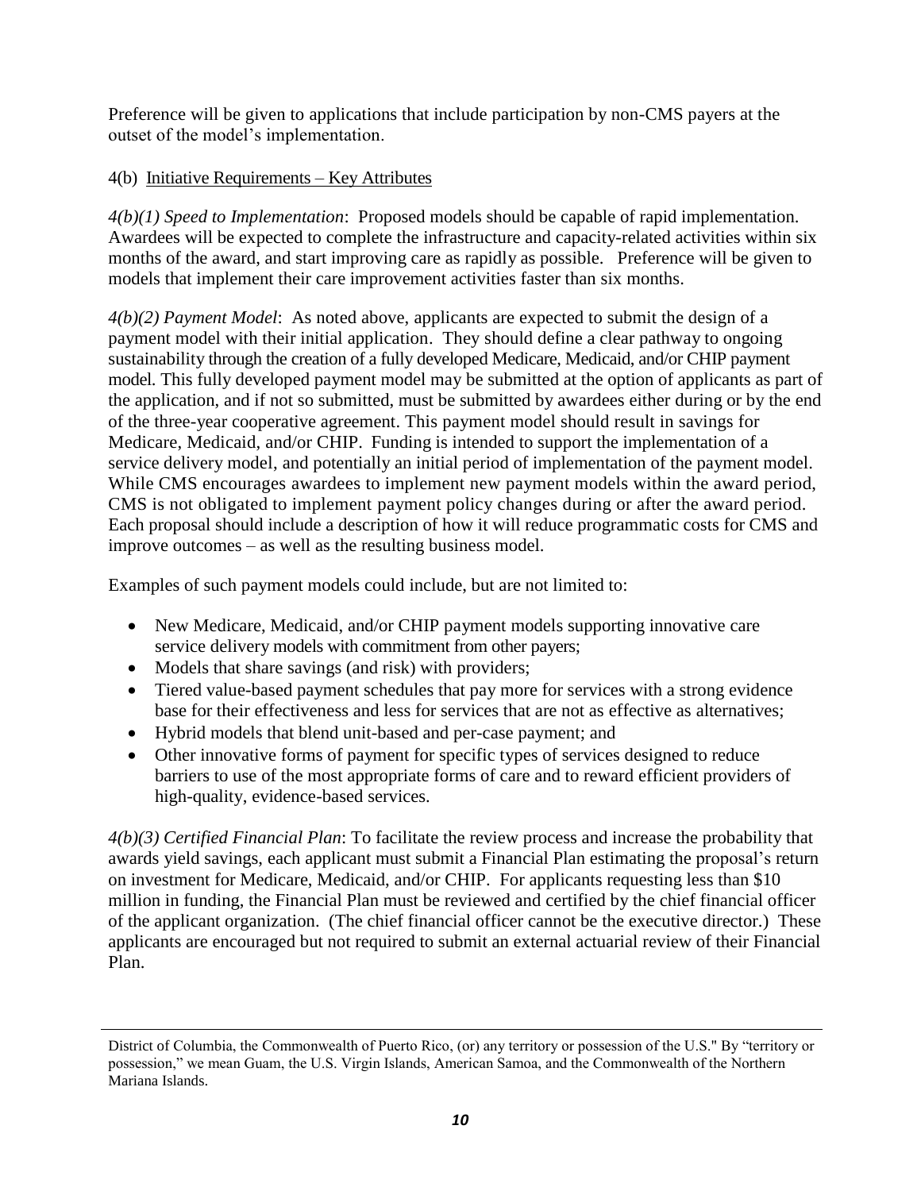Preference will be given to applications that include participation by non-CMS payers at the outset of the model's implementation.

4(b) Initiative Requirements – Key Attributes

*4(b)(1) Speed to Implementation*: Proposed models should be capable of rapid implementation. Awardees will be expected to complete the infrastructure and capacity-related activities within six months of the award, and start improving care as rapidly as possible. Preference will be given to models that implement their care improvement activities faster than six months.

*4(b)(2) Payment Model*: As noted above, applicants are expected to submit the design of a payment model with their initial application. They should define a clear pathway to ongoing sustainability through the creation of a fully developed Medicare, Medicaid, and/or CHIP payment model. This fully developed payment model may be submitted at the option of applicants as part of the application, and if not so submitted, must be submitted by awardees either during or by the end of the three-year cooperative agreement. This payment model should result in savings for Medicare, Medicaid, and/or CHIP. Funding is intended to support the implementation of a service delivery model, and potentially an initial period of implementation of the payment model. While CMS encourages awardees to implement new payment models within the award period, CMS is not obligated to implement payment policy changes during or after the award period. Each proposal should include a description of how it will reduce programmatic costs for CMS and improve outcomes – as well as the resulting business model.

Examples of such payment models could include, but are not limited to:

- New Medicare, Medicaid, and/or CHIP payment models supporting innovative care service delivery models with commitment from other payers;
- Models that share savings (and risk) with providers;
- Tiered value-based payment schedules that pay more for services with a strong evidence base for their effectiveness and less for services that are not as effective as alternatives;
- Hybrid models that blend unit-based and per-case payment; and
- Other innovative forms of payment for specific types of services designed to reduce barriers to use of the most appropriate forms of care and to reward efficient providers of high-quality, evidence-based services.

*4(b)(3) Certified Financial Plan*: To facilitate the review process and increase the probability that awards yield savings, each applicant must submit a Financial Plan estimating the proposal's return on investment for Medicare, Medicaid, and/or CHIP. For applicants requesting less than \$10 million in funding, the Financial Plan must be reviewed and certified by the chief financial officer of the applicant organization. (The chief financial officer cannot be the executive director.) These applicants are encouraged but not required to submit an external actuarial review of their Financial Plan.

---

District of Columbia, the Commonwealth of Puerto Rico, (or) any territory or possession of the U.S." By "territory or possession," we mean Guam, the U.S. Virgin Islands, American Samoa, and the Commonwealth of the Northern Mariana Islands.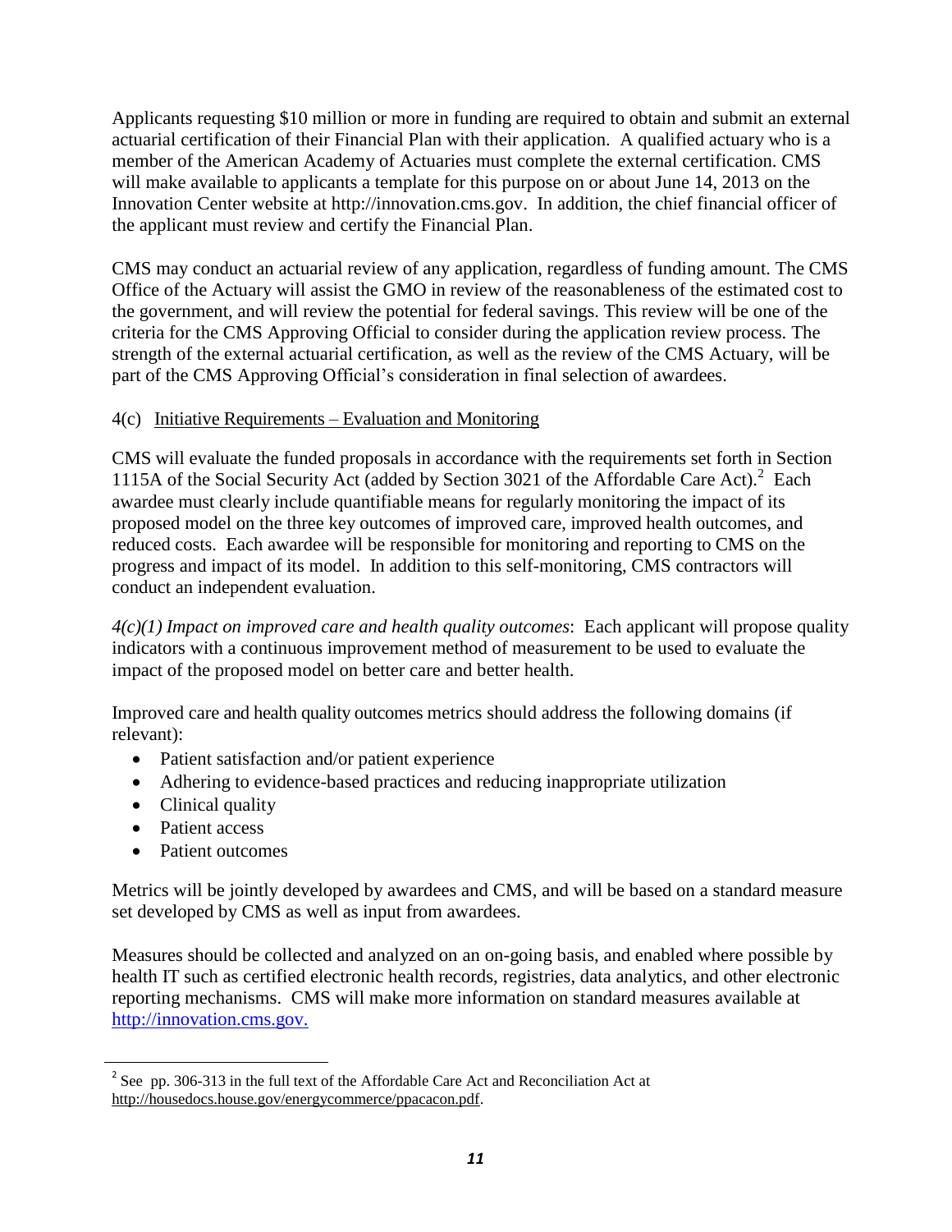Applicants requesting $10 million or more in funding are required to obtain and submit an external actuarial certification of their Financial Plan with their application. A qualified actuary who is a member of the American Academy of Actuaries must complete the external certification. CMS will make available to applicants a template for this purpose on or about June 14, 2013 on the Innovation Center website at http://innovation.cms.gov. In addition, the chief financial officer of the applicant must review and certify the Financial Plan.

CMS may conduct an actuarial review of any application, regardless of funding amount. The CMS Office of the Actuary will assist the GMO in review of the reasonableness of the estimated cost to the government, and will review the potential for federal savings. This review will be one of the criteria for the CMS Approving Official to consider during the application review process. The strength of the external actuarial certification, as well as the review of the CMS Actuary, will be part of the CMS Approving Official's consideration in final selection of awardees.

### 4(c) Initiative Requirements – Evaluation and Monitoring

CMS will evaluate the funded proposals in accordance with the requirements set forth in Section 1115A of the Social Security Act (added by Section 3021 of the Affordable Care Act).[2] Each awardee must clearly include quantifiable means for regularly monitoring the impact of its proposed model on the three key outcomes of improved care, improved health outcomes, and reduced costs. Each awardee will be responsible for monitoring and reporting to CMS on the progress and impact of its model. In addition to this self-monitoring, CMS contractors will conduct an independent evaluation.

*4(c)(1) Impact on improved care and health quality outcomes*: Each applicant will propose quality indicators with a continuous improvement method of measurement to be used to evaluate the impact of the proposed model on better care and better health.

Improved care and health quality outcomes metrics should address the following domains (if relevant):

- Patient satisfaction and/or patient experience
- Adhering to evidence-based practices and reducing inappropriate utilization
- Clinical quality
- Patient access
- Patient outcomes

Metrics will be jointly developed by awardees and CMS, and will be based on a standard measure set developed by CMS as well as input from awardees.

Measures should be collected and analyzed on an on-going basis, and enabled where possible by health IT such as certified electronic health records, registries, data analytics, and other electronic reporting mechanisms. CMS will make more information on standard measures available at http://innovation.cms.gov.

---

[2] See pp. 306-313 in the full text of the Affordable Care Act and Reconciliation Act at http://housedocs.house.gov/energycommerce/ppacacon.pdf.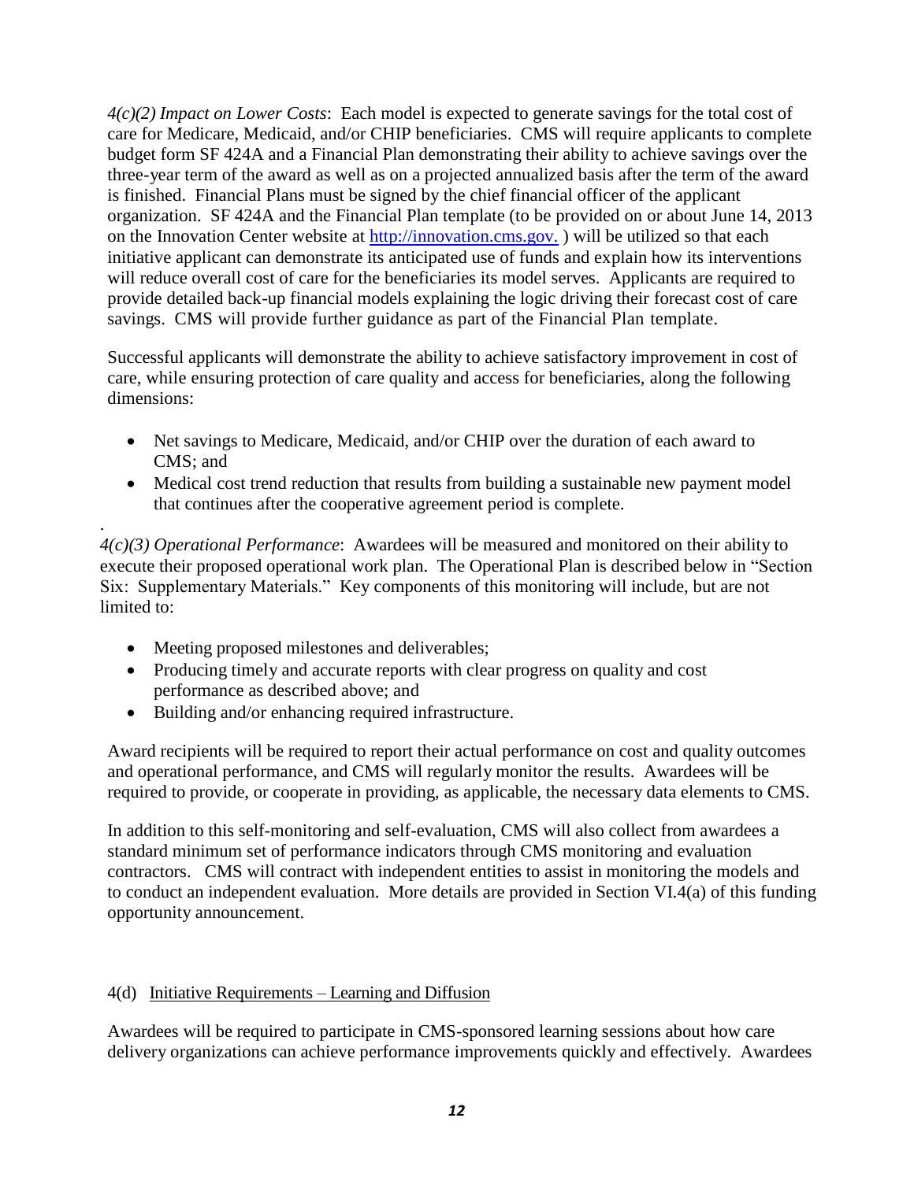*4(c)(2) Impact on Lower Costs*: Each model is expected to generate savings for the total cost of care for Medicare, Medicaid, and/or CHIP beneficiaries. CMS will require applicants to complete budget form SF 424A and a Financial Plan demonstrating their ability to achieve savings over the three-year term of the award as well as on a projected annualized basis after the term of the award is finished. Financial Plans must be signed by the chief financial officer of the applicant organization. SF 424A and the Financial Plan template (to be provided on or about June 14, 2013 on the Innovation Center website at http://innovation.cms.gov. ) will be utilized so that each initiative applicant can demonstrate its anticipated use of funds and explain how its interventions will reduce overall cost of care for the beneficiaries its model serves. Applicants are required to provide detailed back-up financial models explaining the logic driving their forecast cost of care savings. CMS will provide further guidance as part of the Financial Plan template.

Successful applicants will demonstrate the ability to achieve satisfactory improvement in cost of care, while ensuring protection of care quality and access for beneficiaries, along the following dimensions:

- Net savings to Medicare, Medicaid, and/or CHIP over the duration of each award to CMS; and
- Medical cost trend reduction that results from building a sustainable new payment model that continues after the cooperative agreement period is complete.

*4(c)(3) Operational Performance*: Awardees will be measured and monitored on their ability to execute their proposed operational work plan. The Operational Plan is described below in "Section Six: Supplementary Materials." Key components of this monitoring will include, but are not limited to:

- Meeting proposed milestones and deliverables;
- Producing timely and accurate reports with clear progress on quality and cost performance as described above; and
- Building and/or enhancing required infrastructure.

Award recipients will be required to report their actual performance on cost and quality outcomes and operational performance, and CMS will regularly monitor the results. Awardees will be required to provide, or cooperate in providing, as applicable, the necessary data elements to CMS.

In addition to this self-monitoring and self-evaluation, CMS will also collect from awardees a standard minimum set of performance indicators through CMS monitoring and evaluation contractors. CMS will contract with independent entities to assist in monitoring the models and to conduct an independent evaluation. More details are provided in Section VI.4(a) of this funding opportunity announcement.

4(d) Initiative Requirements – Learning and Diffusion

Awardees will be required to participate in CMS-sponsored learning sessions about how care delivery organizations can achieve performance improvements quickly and effectively. Awardees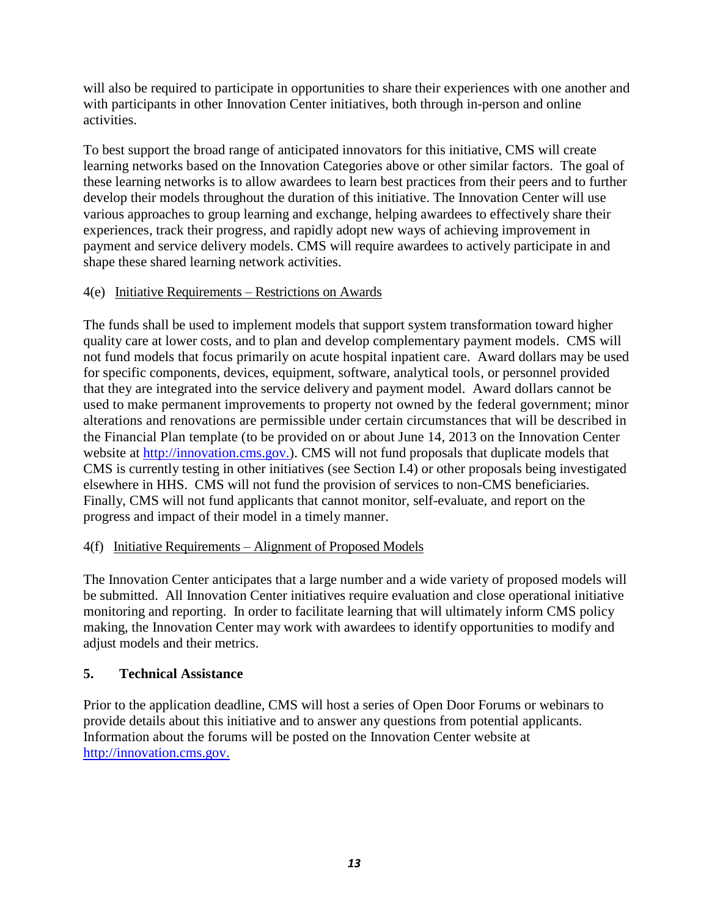will also be required to participate in opportunities to share their experiences with one another and with participants in other Innovation Center initiatives, both through in-person and online activities.

To best support the broad range of anticipated innovators for this initiative, CMS will create learning networks based on the Innovation Categories above or other similar factors. The goal of these learning networks is to allow awardees to learn best practices from their peers and to further develop their models throughout the duration of this initiative. The Innovation Center will use various approaches to group learning and exchange, helping awardees to effectively share their experiences, track their progress, and rapidly adopt new ways of achieving improvement in payment and service delivery models. CMS will require awardees to actively participate in and shape these shared learning network activities.

4(e) Initiative Requirements – Restrictions on Awards

The funds shall be used to implement models that support system transformation toward higher quality care at lower costs, and to plan and develop complementary payment models. CMS will not fund models that focus primarily on acute hospital inpatient care. Award dollars may be used for specific components, devices, equipment, software, analytical tools, or personnel provided that they are integrated into the service delivery and payment model. Award dollars cannot be used to make permanent improvements to property not owned by the federal government; minor alterations and renovations are permissible under certain circumstances that will be described in the Financial Plan template (to be provided on or about June 14, 2013 on the Innovation Center website at [http://innovation.cms.gov.](http://innovation.cms.gov.)). CMS will not fund proposals that duplicate models that CMS is currently testing in other initiatives (see Section I.4) or other proposals being investigated elsewhere in HHS. CMS will not fund the provision of services to non-CMS beneficiaries. Finally, CMS will not fund applicants that cannot monitor, self-evaluate, and report on the progress and impact of their model in a timely manner.

4(f) Initiative Requirements – Alignment of Proposed Models

The Innovation Center anticipates that a large number and a wide variety of proposed models will be submitted. All Innovation Center initiatives require evaluation and close operational initiative monitoring and reporting. In order to facilitate learning that will ultimately inform CMS policy making, the Innovation Center may work with awardees to identify opportunities to modify and adjust models and their metrics.

## 5. Technical Assistance

Prior to the application deadline, CMS will host a series of Open Door Forums or webinars to provide details about this initiative and to answer any questions from potential applicants. Information about the forums will be posted on the Innovation Center website at [http://innovation.cms.gov.](http://innovation.cms.gov.)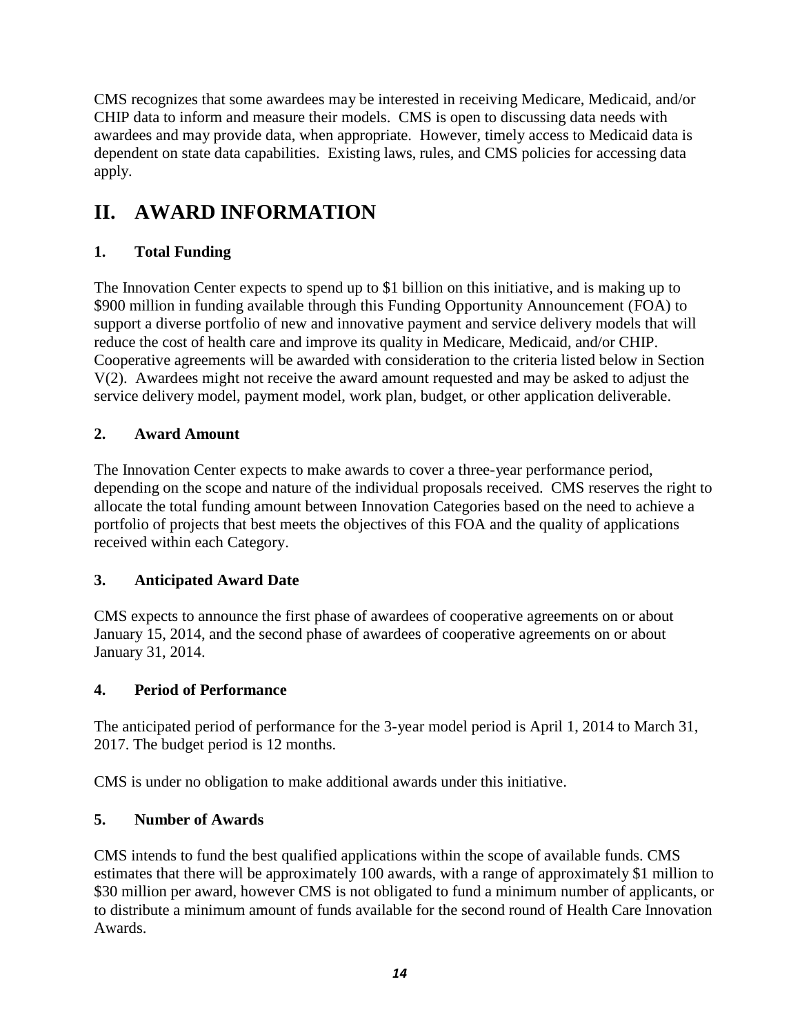CMS recognizes that some awardees may be interested in receiving Medicare, Medicaid, and/or CHIP data to inform and measure their models. CMS is open to discussing data needs with awardees and may provide data, when appropriate. However, timely access to Medicaid data is dependent on state data capabilities. Existing laws, rules, and CMS policies for accessing data apply.

# II. AWARD INFORMATION

### 1. Total Funding

The Innovation Center expects to spend up to $1 billion on this initiative, and is making up to $900 million in funding available through this Funding Opportunity Announcement (FOA) to support a diverse portfolio of new and innovative payment and service delivery models that will reduce the cost of health care and improve its quality in Medicare, Medicaid, and/or CHIP. Cooperative agreements will be awarded with consideration to the criteria listed below in Section V(2). Awardees might not receive the award amount requested and may be asked to adjust the service delivery model, payment model, work plan, budget, or other application deliverable.

### 2. Award Amount

The Innovation Center expects to make awards to cover a three-year performance period, depending on the scope and nature of the individual proposals received. CMS reserves the right to allocate the total funding amount between Innovation Categories based on the need to achieve a portfolio of projects that best meets the objectives of this FOA and the quality of applications received within each Category.

### 3. Anticipated Award Date

CMS expects to announce the first phase of awardees of cooperative agreements on or about January 15, 2014, and the second phase of awardees of cooperative agreements on or about January 31, 2014.

### 4. Period of Performance

The anticipated period of performance for the 3-year model period is April 1, 2014 to March 31, 2017. The budget period is 12 months.

CMS is under no obligation to make additional awards under this initiative.

### 5. Number of Awards

CMS intends to fund the best qualified applications within the scope of available funds. CMS estimates that there will be approximately 100 awards, with a range of approximately $1 million to $30 million per award, however CMS is not obligated to fund a minimum number of applicants, or to distribute a minimum amount of funds available for the second round of Health Care Innovation Awards.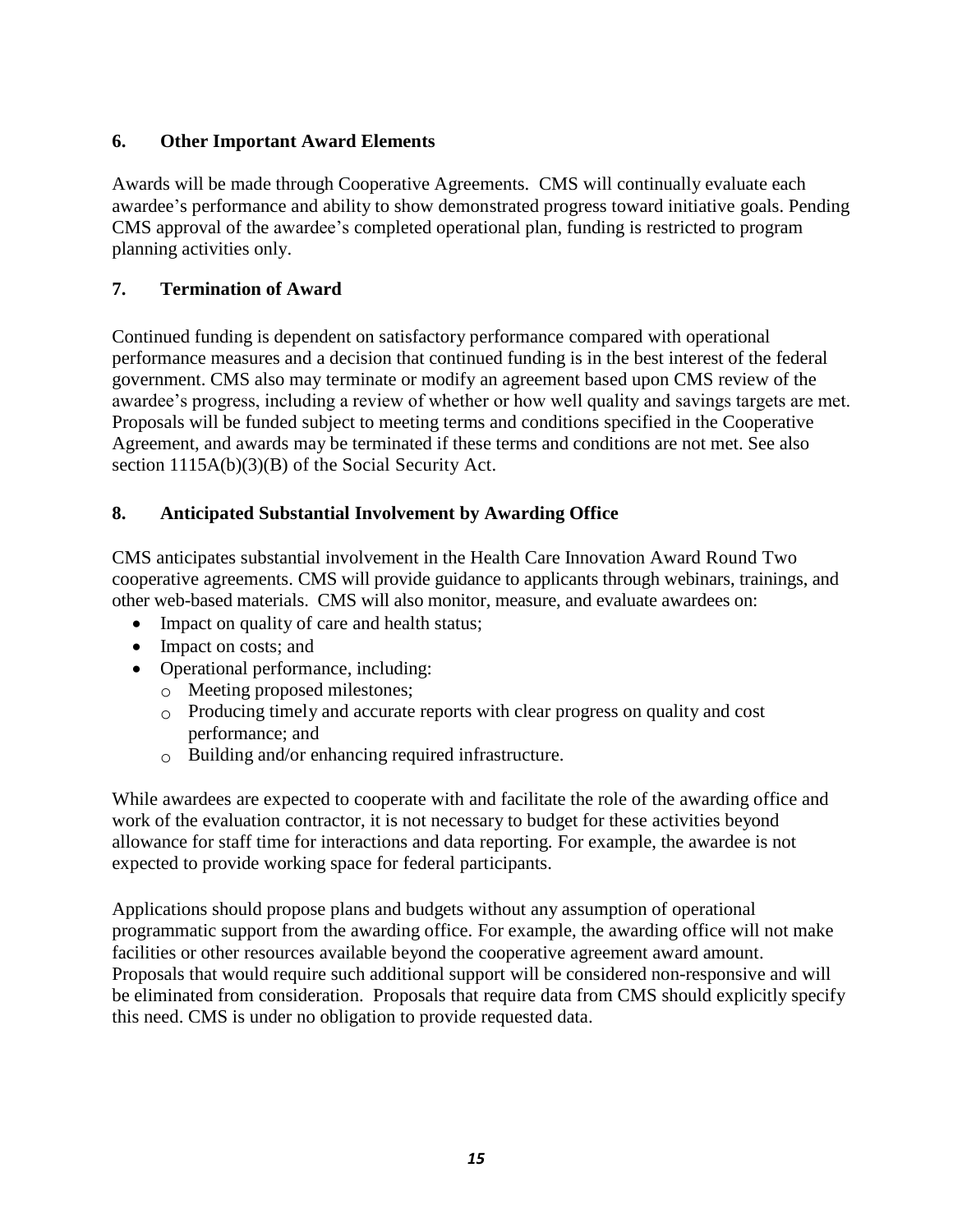### 6. Other Important Award Elements

Awards will be made through Cooperative Agreements. CMS will continually evaluate each awardee's performance and ability to show demonstrated progress toward initiative goals. Pending CMS approval of the awardee's completed operational plan, funding is restricted to program planning activities only.

### 7. Termination of Award

Continued funding is dependent on satisfactory performance compared with operational performance measures and a decision that continued funding is in the best interest of the federal government. CMS also may terminate or modify an agreement based upon CMS review of the awardee's progress, including a review of whether or how well quality and savings targets are met. Proposals will be funded subject to meeting terms and conditions specified in the Cooperative Agreement, and awards may be terminated if these terms and conditions are not met. See also section 1115A(b)(3)(B) of the Social Security Act.

### 8. Anticipated Substantial Involvement by Awarding Office

CMS anticipates substantial involvement in the Health Care Innovation Award Round Two cooperative agreements. CMS will provide guidance to applicants through webinars, trainings, and other web-based materials. CMS will also monitor, measure, and evaluate awardees on:

- Impact on quality of care and health status;
- Impact on costs; and
- Operational performance, including:
  - Meeting proposed milestones;
  - Producing timely and accurate reports with clear progress on quality and cost performance; and
  - Building and/or enhancing required infrastructure.

While awardees are expected to cooperate with and facilitate the role of the awarding office and work of the evaluation contractor, it is not necessary to budget for these activities beyond allowance for staff time for interactions and data reporting. For example, the awardee is not expected to provide working space for federal participants.

Applications should propose plans and budgets without any assumption of operational programmatic support from the awarding office. For example, the awarding office will not make facilities or other resources available beyond the cooperative agreement award amount. Proposals that would require such additional support will be considered non-responsive and will be eliminated from consideration. Proposals that require data from CMS should explicitly specify this need. CMS is under no obligation to provide requested data.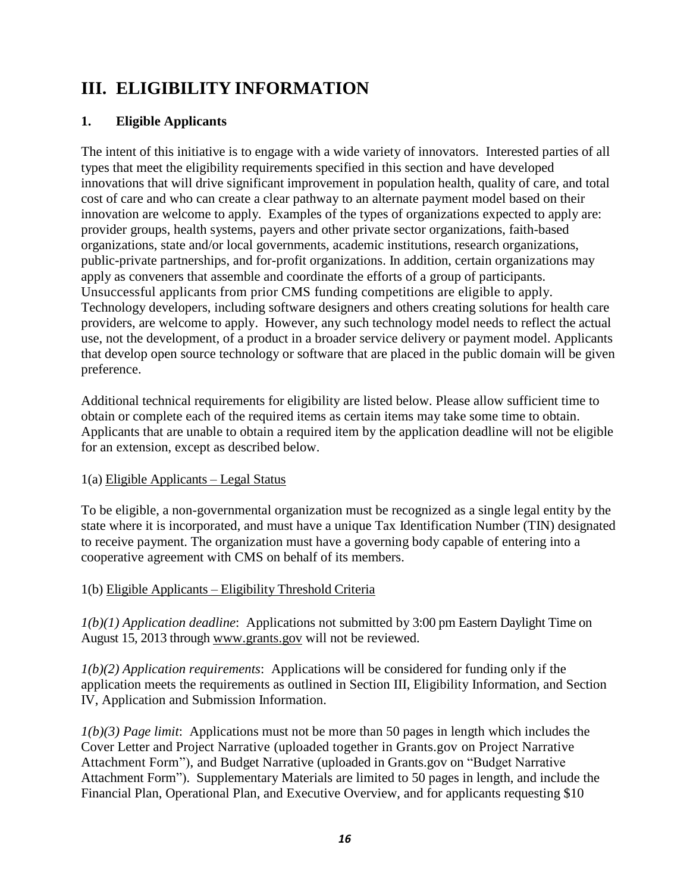# III. ELIGIBILITY INFORMATION

## 1. Eligible Applicants

The intent of this initiative is to engage with a wide variety of innovators. Interested parties of all types that meet the eligibility requirements specified in this section and have developed innovations that will drive significant improvement in population health, quality of care, and total cost of care and who can create a clear pathway to an alternate payment model based on their innovation are welcome to apply. Examples of the types of organizations expected to apply are: provider groups, health systems, payers and other private sector organizations, faith-based organizations, state and/or local governments, academic institutions, research organizations, public-private partnerships, and for-profit organizations. In addition, certain organizations may apply as conveners that assemble and coordinate the efforts of a group of participants. Unsuccessful applicants from prior CMS funding competitions are eligible to apply. Technology developers, including software designers and others creating solutions for health care providers, are welcome to apply. However, any such technology model needs to reflect the actual use, not the development, of a product in a broader service delivery or payment model. Applicants that develop open source technology or software that are placed in the public domain will be given preference.

Additional technical requirements for eligibility are listed below. Please allow sufficient time to obtain or complete each of the required items as certain items may take some time to obtain. Applicants that are unable to obtain a required item by the application deadline will not be eligible for an extension, except as described below.

1(a) Eligible Applicants – Legal Status

To be eligible, a non-governmental organization must be recognized as a single legal entity by the state where it is incorporated, and must have a unique Tax Identification Number (TIN) designated to receive payment. The organization must have a governing body capable of entering into a cooperative agreement with CMS on behalf of its members.

1(b) Eligible Applicants – Eligibility Threshold Criteria

*1(b)(1) Application deadline*: Applications not submitted by 3:00 pm Eastern Daylight Time on August 15, 2013 through www.grants.gov will not be reviewed.

*1(b)(2) Application requirements*: Applications will be considered for funding only if the application meets the requirements as outlined in Section III, Eligibility Information, and Section IV, Application and Submission Information.

*1(b)(3) Page limit*: Applications must not be more than 50 pages in length which includes the Cover Letter and Project Narrative (uploaded together in Grants.gov on Project Narrative Attachment Form"), and Budget Narrative (uploaded in Grants.gov on "Budget Narrative Attachment Form"). Supplementary Materials are limited to 50 pages in length, and include the Financial Plan, Operational Plan, and Executive Overview, and for applicants requesting $10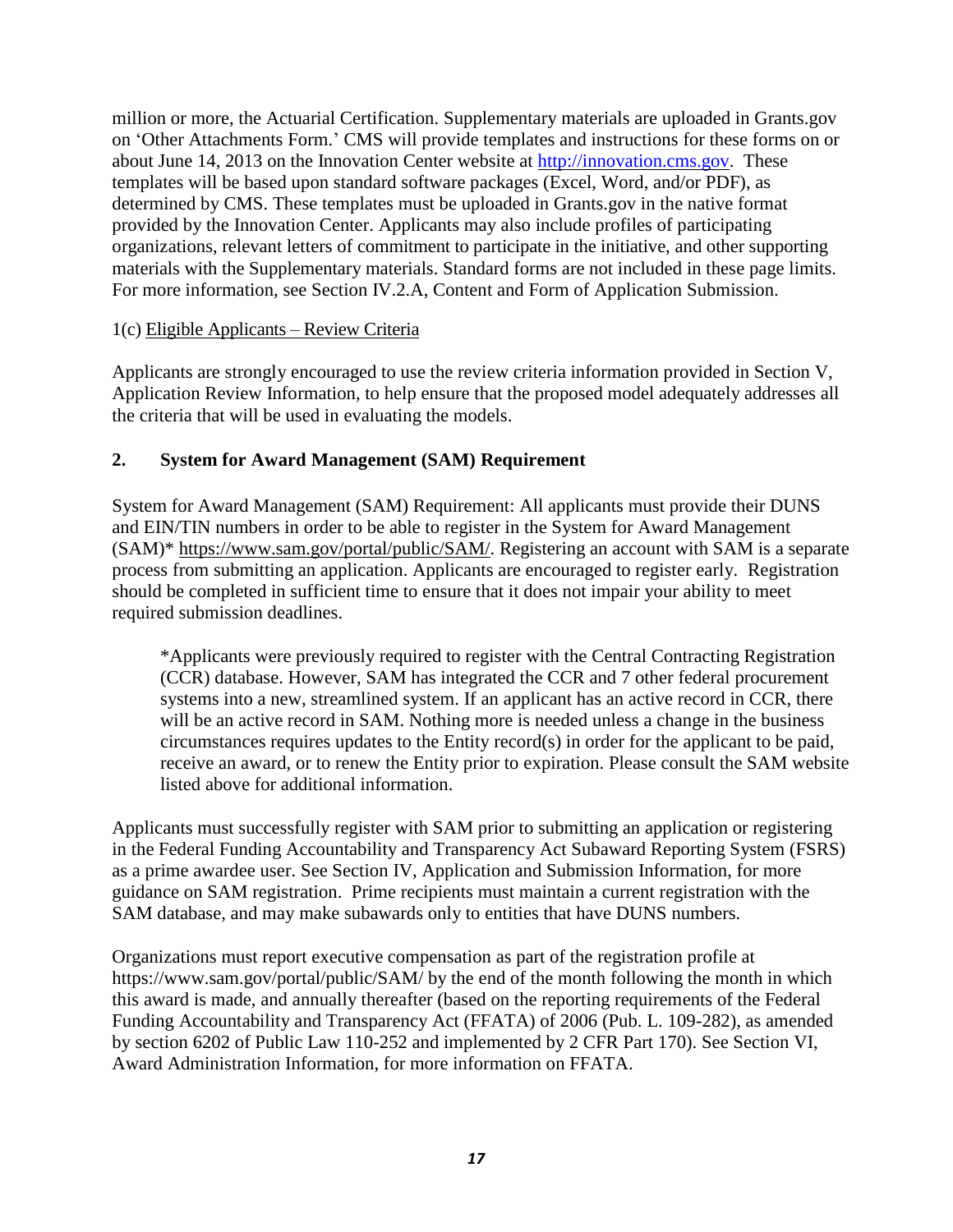million or more, the Actuarial Certification. Supplementary materials are uploaded in Grants.gov on 'Other Attachments Form.' CMS will provide templates and instructions for these forms on or about June 14, 2013 on the Innovation Center website at [http://innovation.cms.gov](http://innovation.cms.gov). These templates will be based upon standard software packages (Excel, Word, and/or PDF), as determined by CMS. These templates must be uploaded in Grants.gov in the native format provided by the Innovation Center. Applicants may also include profiles of participating organizations, relevant letters of commitment to participate in the initiative, and other supporting materials with the Supplementary materials. Standard forms are not included in these page limits. For more information, see Section IV.2.A, Content and Form of Application Submission.

1(c) Eligible Applicants – Review Criteria

Applicants are strongly encouraged to use the review criteria information provided in Section V, Application Review Information, to help ensure that the proposed model adequately addresses all the criteria that will be used in evaluating the models.

## 2. System for Award Management (SAM) Requirement

System for Award Management (SAM) Requirement: All applicants must provide their DUNS and EIN/TIN numbers in order to be able to register in the System for Award Management (SAM)* https://www.sam.gov/portal/public/SAM/. Registering an account with SAM is a separate process from submitting an application. Applicants are encouraged to register early. Registration should be completed in sufficient time to ensure that it does not impair your ability to meet required submission deadlines.

> *Applicants were previously required to register with the Central Contracting Registration (CCR) database. However, SAM has integrated the CCR and 7 other federal procurement systems into a new, streamlined system. If an applicant has an active record in CCR, there will be an active record in SAM. Nothing more is needed unless a change in the business circumstances requires updates to the Entity record(s) in order for the applicant to be paid, receive an award, or to renew the Entity prior to expiration. Please consult the SAM website listed above for additional information.

Applicants must successfully register with SAM prior to submitting an application or registering in the Federal Funding Accountability and Transparency Act Subaward Reporting System (FSRS) as a prime awardee user. See Section IV, Application and Submission Information, for more guidance on SAM registration. Prime recipients must maintain a current registration with the SAM database, and may make subawards only to entities that have DUNS numbers.

Organizations must report executive compensation as part of the registration profile at https://www.sam.gov/portal/public/SAM/ by the end of the month following the month in which this award is made, and annually thereafter (based on the reporting requirements of the Federal Funding Accountability and Transparency Act (FFATA) of 2006 (Pub. L. 109-282), as amended by section 6202 of Public Law 110-252 and implemented by 2 CFR Part 170). See Section VI, Award Administration Information, for more information on FFATA.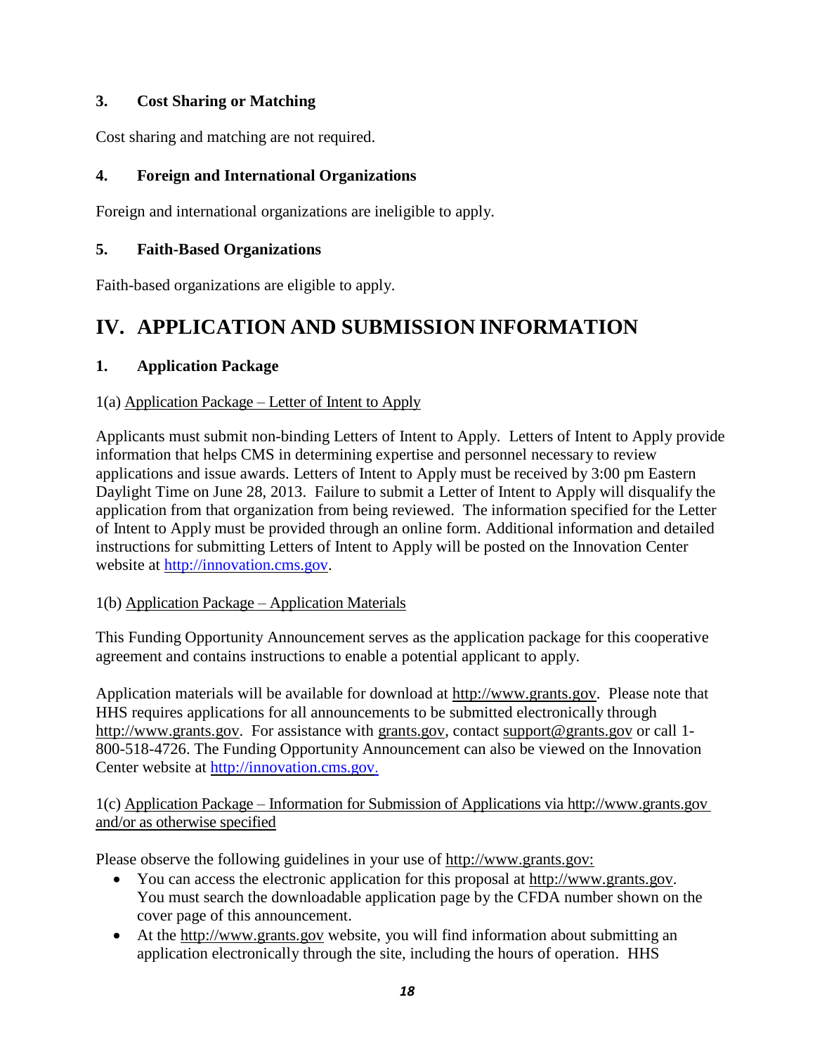### 3. Cost Sharing or Matching

Cost sharing and matching are not required.

### 4. Foreign and International Organizations

Foreign and international organizations are ineligible to apply.

### 5. Faith-Based Organizations

Faith-based organizations are eligible to apply.

## IV. APPLICATION AND SUBMISSION INFORMATION

### 1. Application Package

1(a) Application Package – Letter of Intent to Apply

Applicants must submit non-binding Letters of Intent to Apply. Letters of Intent to Apply provide information that helps CMS in determining expertise and personnel necessary to review applications and issue awards. Letters of Intent to Apply must be received by 3:00 pm Eastern Daylight Time on June 28, 2013. Failure to submit a Letter of Intent to Apply will disqualify the application from that organization from being reviewed. The information specified for the Letter of Intent to Apply must be provided through an online form. Additional information and detailed instructions for submitting Letters of Intent to Apply will be posted on the Innovation Center website at http://innovation.cms.gov.

1(b) Application Package – Application Materials

This Funding Opportunity Announcement serves as the application package for this cooperative agreement and contains instructions to enable a potential applicant to apply.

Application materials will be available for download at http://www.grants.gov. Please note that HHS requires applications for all announcements to be submitted electronically through http://www.grants.gov. For assistance with grants.gov, contact support@grants.gov or call 1-800-518-4726. The Funding Opportunity Announcement can also be viewed on the Innovation Center website at http://innovation.cms.gov.

1(c) Application Package – Information for Submission of Applications via http://www.grants.gov and/or as otherwise specified

Please observe the following guidelines in your use of http://www.grants.gov:

- You can access the electronic application for this proposal at http://www.grants.gov. You must search the downloadable application page by the CFDA number shown on the cover page of this announcement.
- At the http://www.grants.gov website, you will find information about submitting an application electronically through the site, including the hours of operation. HHS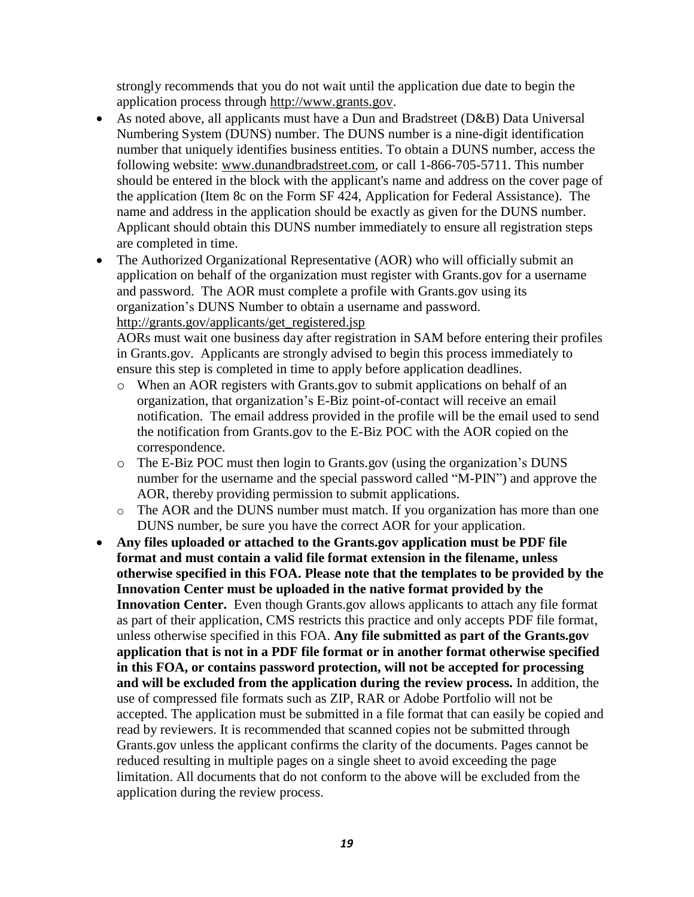strongly recommends that you do not wait until the application due date to begin the application process through http://www.grants.gov.

- As noted above, all applicants must have a Dun and Bradstreet (D&B) Data Universal Numbering System (DUNS) number. The DUNS number is a nine-digit identification number that uniquely identifies business entities. To obtain a DUNS number, access the following website: www.dunandbradstreet.com, or call 1-866-705-5711. This number should be entered in the block with the applicant's name and address on the cover page of the application (Item 8c on the Form SF 424, Application for Federal Assistance). The name and address in the application should be exactly as given for the DUNS number. Applicant should obtain this DUNS number immediately to ensure all registration steps are completed in time.
- The Authorized Organizational Representative (AOR) who will officially submit an application on behalf of the organization must register with Grants.gov for a username and password. The AOR must complete a profile with Grants.gov using its organization's DUNS Number to obtain a username and password. http://grants.gov/applicants/get_registered.jsp

  AORs must wait one business day after registration in SAM before entering their profiles in Grants.gov. Applicants are strongly advised to begin this process immediately to ensure this step is completed in time to apply before application deadlines.
  - When an AOR registers with Grants.gov to submit applications on behalf of an organization, that organization's E-Biz point-of-contact will receive an email notification. The email address provided in the profile will be the email used to send the notification from Grants.gov to the E-Biz POC with the AOR copied on the correspondence.
  - The E-Biz POC must then login to Grants.gov (using the organization's DUNS number for the username and the special password called "M-PIN") and approve the AOR, thereby providing permission to submit applications.
  - The AOR and the DUNS number must match. If you organization has more than one DUNS number, be sure you have the correct AOR for your application.
- **Any files uploaded or attached to the Grants.gov application must be PDF file format and must contain a valid file format extension in the filename, unless otherwise specified in this FOA. Please note that the templates to be provided by the Innovation Center must be uploaded in the native format provided by the Innovation Center.** Even though Grants.gov allows applicants to attach any file format as part of their application, CMS restricts this practice and only accepts PDF file format, unless otherwise specified in this FOA. **Any file submitted as part of the Grants.gov application that is not in a PDF file format or in another format otherwise specified in this FOA, or contains password protection, will not be accepted for processing and will be excluded from the application during the review process.** In addition, the use of compressed file formats such as ZIP, RAR or Adobe Portfolio will not be accepted. The application must be submitted in a file format that can easily be copied and read by reviewers. It is recommended that scanned copies not be submitted through Grants.gov unless the applicant confirms the clarity of the documents. Pages cannot be reduced resulting in multiple pages on a single sheet to avoid exceeding the page limitation. All documents that do not conform to the above will be excluded from the application during the review process.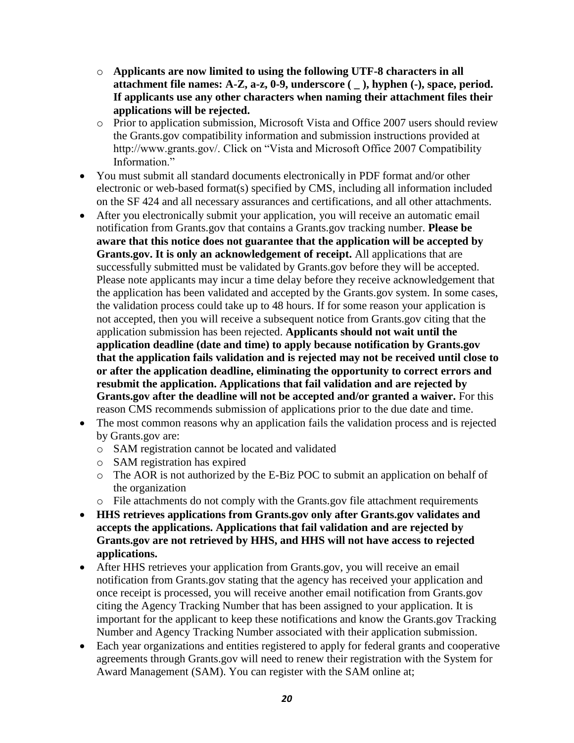- **Applicants are now limited to using the following UTF-8 characters in all attachment file names: A-Z, a-z, 0-9, underscore ( _ ), hyphen (-), space, period. If applicants use any other characters when naming their attachment files their applications will be rejected.**
  - Prior to application submission, Microsoft Vista and Office 2007 users should review the Grants.gov compatibility information and submission instructions provided at http://www.grants.gov/. Click on "Vista and Microsoft Office 2007 Compatibility Information."
- You must submit all standard documents electronically in PDF format and/or other electronic or web-based format(s) specified by CMS, including all information included on the SF 424 and all necessary assurances and certifications, and all other attachments.
- After you electronically submit your application, you will receive an automatic email notification from Grants.gov that contains a Grants.gov tracking number. **Please be aware that this notice does not guarantee that the application will be accepted by Grants.gov. It is only an acknowledgement of receipt.** All applications that are successfully submitted must be validated by Grants.gov before they will be accepted. Please note applicants may incur a time delay before they receive acknowledgement that the application has been validated and accepted by the Grants.gov system. In some cases, the validation process could take up to 48 hours. If for some reason your application is not accepted, then you will receive a subsequent notice from Grants.gov citing that the application submission has been rejected. **Applicants should not wait until the application deadline (date and time) to apply because notification by Grants.gov that the application fails validation and is rejected may not be received until close to or after the application deadline, eliminating the opportunity to correct errors and resubmit the application. Applications that fail validation and are rejected by Grants.gov after the deadline will not be accepted and/or granted a waiver.** For this reason CMS recommends submission of applications prior to the due date and time.
- The most common reasons why an application fails the validation process and is rejected by Grants.gov are:
  - SAM registration cannot be located and validated
  - SAM registration has expired
  - The AOR is not authorized by the E-Biz POC to submit an application on behalf of the organization
  - File attachments do not comply with the Grants.gov file attachment requirements
- **HHS retrieves applications from Grants.gov only after Grants.gov validates and accepts the applications. Applications that fail validation and are rejected by Grants.gov are not retrieved by HHS, and HHS will not have access to rejected applications.**
- After HHS retrieves your application from Grants.gov, you will receive an email notification from Grants.gov stating that the agency has received your application and once receipt is processed, you will receive another email notification from Grants.gov citing the Agency Tracking Number that has been assigned to your application. It is important for the applicant to keep these notifications and know the Grants.gov Tracking Number and Agency Tracking Number associated with their application submission.
- Each year organizations and entities registered to apply for federal grants and cooperative agreements through Grants.gov will need to renew their registration with the System for Award Management (SAM). You can register with the SAM online at;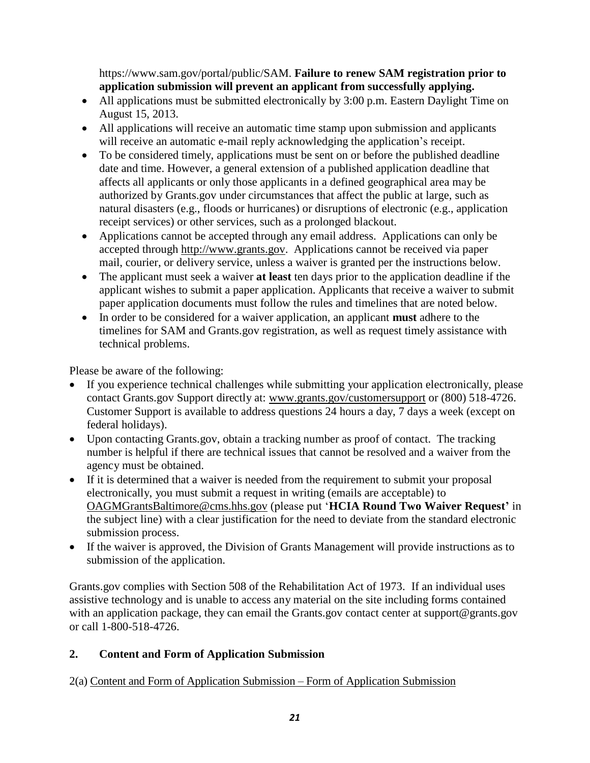https://www.sam.gov/portal/public/SAM. **Failure to renew SAM registration prior to application submission will prevent an applicant from successfully applying.**

- All applications must be submitted electronically by 3:00 p.m. Eastern Daylight Time on August 15, 2013.
- All applications will receive an automatic time stamp upon submission and applicants will receive an automatic e-mail reply acknowledging the application's receipt.
- To be considered timely, applications must be sent on or before the published deadline date and time. However, a general extension of a published application deadline that affects all applicants or only those applicants in a defined geographical area may be authorized by Grants.gov under circumstances that affect the public at large, such as natural disasters (e.g., floods or hurricanes) or disruptions of electronic (e.g., application receipt services) or other services, such as a prolonged blackout.
- Applications cannot be accepted through any email address. Applications can only be accepted through http://www.grants.gov. Applications cannot be received via paper mail, courier, or delivery service, unless a waiver is granted per the instructions below.
- The applicant must seek a waiver **at least** ten days prior to the application deadline if the applicant wishes to submit a paper application. Applicants that receive a waiver to submit paper application documents must follow the rules and timelines that are noted below.
- In order to be considered for a waiver application, an applicant **must** adhere to the timelines for SAM and Grants.gov registration, as well as request timely assistance with technical problems.

Please be aware of the following:

- If you experience technical challenges while submitting your application electronically, please contact Grants.gov Support directly at: www.grants.gov/customersupport or (800) 518-4726. Customer Support is available to address questions 24 hours a day, 7 days a week (except on federal holidays).
- Upon contacting Grants.gov, obtain a tracking number as proof of contact. The tracking number is helpful if there are technical issues that cannot be resolved and a waiver from the agency must be obtained.
- If it is determined that a waiver is needed from the requirement to submit your proposal electronically, you must submit a request in writing (emails are acceptable) to OAGMGrantsBaltimore@cms.hhs.gov (please put '**HCIA Round Two Waiver Request'** in the subject line) with a clear justification for the need to deviate from the standard electronic submission process.
- If the waiver is approved, the Division of Grants Management will provide instructions as to submission of the application.

Grants.gov complies with Section 508 of the Rehabilitation Act of 1973. If an individual uses assistive technology and is unable to access any material on the site including forms contained with an application package, they can email the Grants.gov contact center at support@grants.gov or call 1-800-518-4726.

## 2. Content and Form of Application Submission

2(a) Content and Form of Application Submission – Form of Application Submission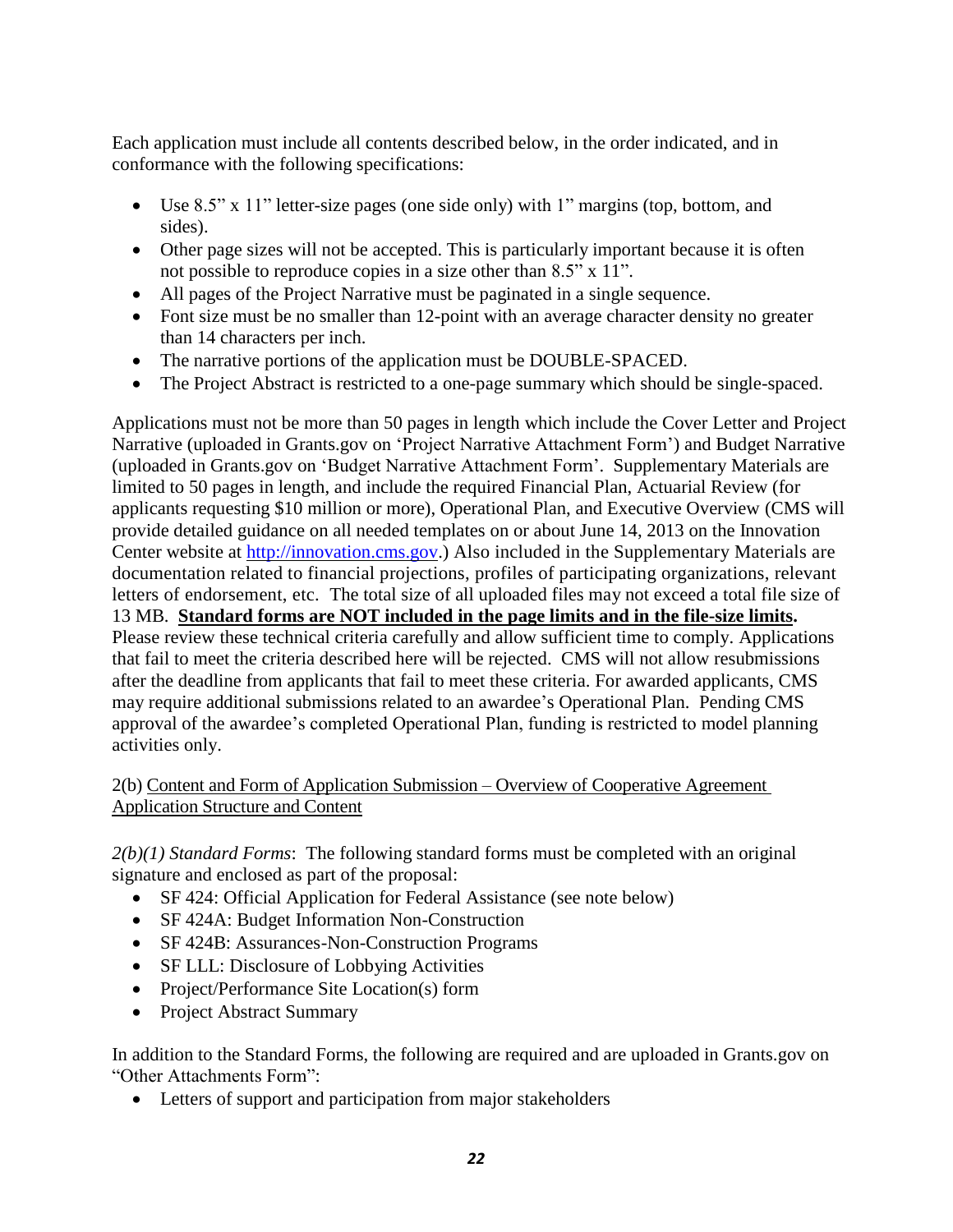Each application must include all contents described below, in the order indicated, and in conformance with the following specifications:

- Use 8.5" x 11" letter-size pages (one side only) with 1" margins (top, bottom, and sides).
- Other page sizes will not be accepted. This is particularly important because it is often not possible to reproduce copies in a size other than 8.5" x 11".
- All pages of the Project Narrative must be paginated in a single sequence.
- Font size must be no smaller than 12-point with an average character density no greater than 14 characters per inch.
- The narrative portions of the application must be DOUBLE-SPACED.
- The Project Abstract is restricted to a one-page summary which should be single-spaced.

Applications must not be more than 50 pages in length which include the Cover Letter and Project Narrative (uploaded in Grants.gov on 'Project Narrative Attachment Form') and Budget Narrative (uploaded in Grants.gov on 'Budget Narrative Attachment Form'. Supplementary Materials are limited to 50 pages in length, and include the required Financial Plan, Actuarial Review (for applicants requesting $10 million or more), Operational Plan, and Executive Overview (CMS will provide detailed guidance on all needed templates on or about June 14, 2013 on the Innovation Center website at [http://innovation.cms.gov](http://innovation.cms.gov).) Also included in the Supplementary Materials are documentation related to financial projections, profiles of participating organizations, relevant letters of endorsement, etc. The total size of all uploaded files may not exceed a total file size of 13 MB. **Standard forms are NOT included in the page limits and in the file-size limits.** Please review these technical criteria carefully and allow sufficient time to comply. Applications that fail to meet the criteria described here will be rejected. CMS will not allow resubmissions after the deadline from applicants that fail to meet these criteria. For awarded applicants, CMS may require additional submissions related to an awardee's Operational Plan. Pending CMS approval of the awardee's completed Operational Plan, funding is restricted to model planning activities only.

2(b) Content and Form of Application Submission – Overview of Cooperative Agreement Application Structure and Content

*2(b)(1) Standard Forms*: The following standard forms must be completed with an original signature and enclosed as part of the proposal:

- SF 424: Official Application for Federal Assistance (see note below)
- SF 424A: Budget Information Non-Construction
- SF 424B: Assurances-Non-Construction Programs
- SF LLL: Disclosure of Lobbying Activities
- Project/Performance Site Location(s) form
- Project Abstract Summary

In addition to the Standard Forms, the following are required and are uploaded in Grants.gov on "Other Attachments Form":

- Letters of support and participation from major stakeholders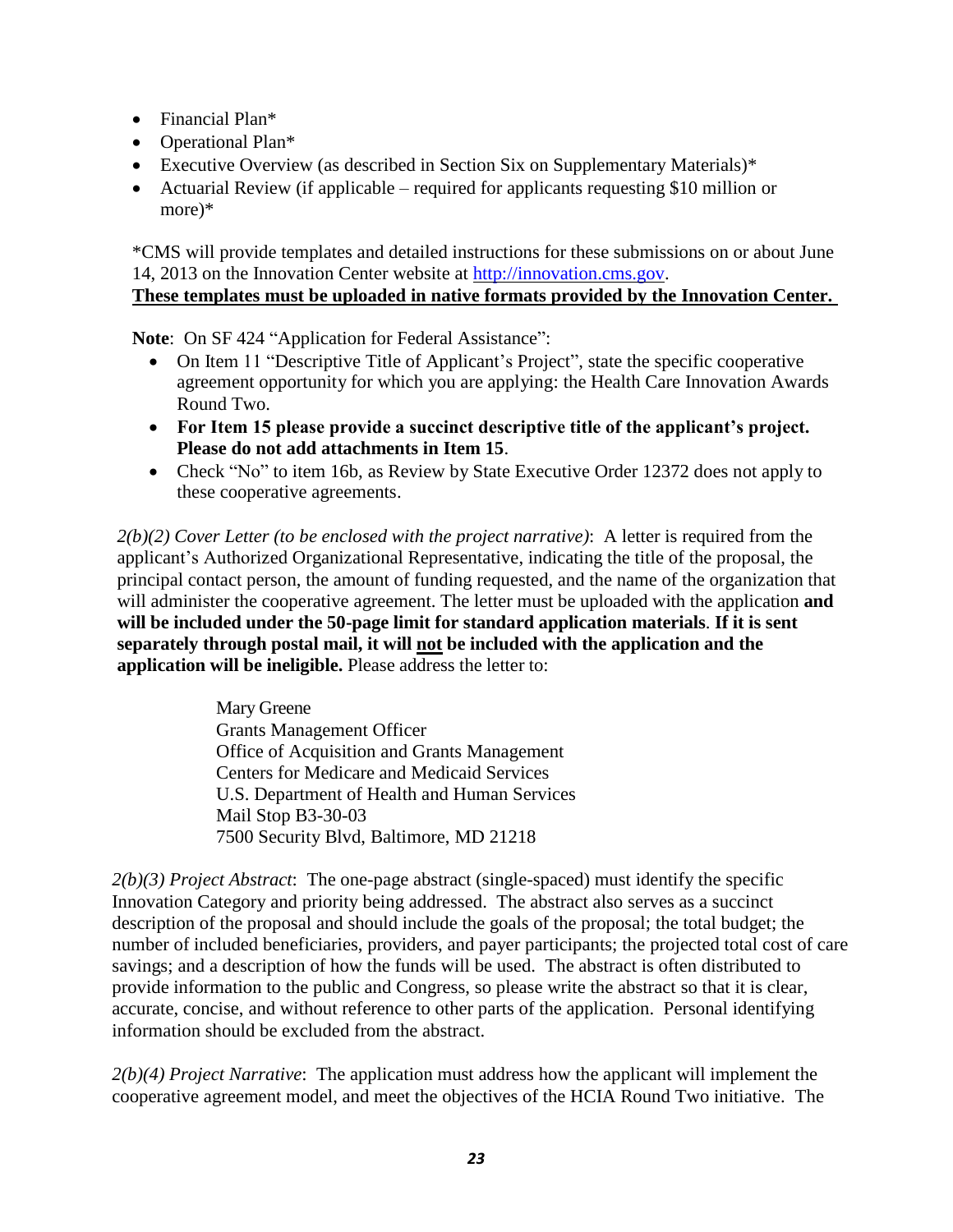- Financial Plan*
- Operational Plan*
- Executive Overview (as described in Section Six on Supplementary Materials)*
- Actuarial Review (if applicable – required for applicants requesting $10 million or more)*

*CMS will provide templates and detailed instructions for these submissions on or about June 14, 2013 on the Innovation Center website at [http://innovation.cms.gov](http://innovation.cms.gov).
**These templates must be uploaded in native formats provided by the Innovation Center.**

**Note**: On SF 424 "Application for Federal Assistance":

- On Item 11 "Descriptive Title of Applicant's Project", state the specific cooperative agreement opportunity for which you are applying: the Health Care Innovation Awards Round Two.
- **For Item 15 please provide a succinct descriptive title of the applicant's project. Please do not add attachments in Item 15**.
- Check "No" to item 16b, as Review by State Executive Order 12372 does not apply to these cooperative agreements.

*2(b)(2) Cover Letter (to be enclosed with the project narrative)*: A letter is required from the applicant's Authorized Organizational Representative, indicating the title of the proposal, the principal contact person, the amount of funding requested, and the name of the organization that will administer the cooperative agreement. The letter must be uploaded with the application **and will be included under the 50-page limit for standard application materials**. **If it is sent separately through postal mail, it will not be included with the application and the application will be ineligible.** Please address the letter to:

Mary Greene
Grants Management Officer
Office of Acquisition and Grants Management
Centers for Medicare and Medicaid Services
U.S. Department of Health and Human Services
Mail Stop B3-30-03
7500 Security Blvd, Baltimore, MD 21218

*2(b)(3) Project Abstract*: The one-page abstract (single-spaced) must identify the specific Innovation Category and priority being addressed. The abstract also serves as a succinct description of the proposal and should include the goals of the proposal; the total budget; the number of included beneficiaries, providers, and payer participants; the projected total cost of care savings; and a description of how the funds will be used. The abstract is often distributed to provide information to the public and Congress, so please write the abstract so that it is clear, accurate, concise, and without reference to other parts of the application. Personal identifying information should be excluded from the abstract.

*2(b)(4) Project Narrative*: The application must address how the applicant will implement the cooperative agreement model, and meet the objectives of the HCIA Round Two initiative. The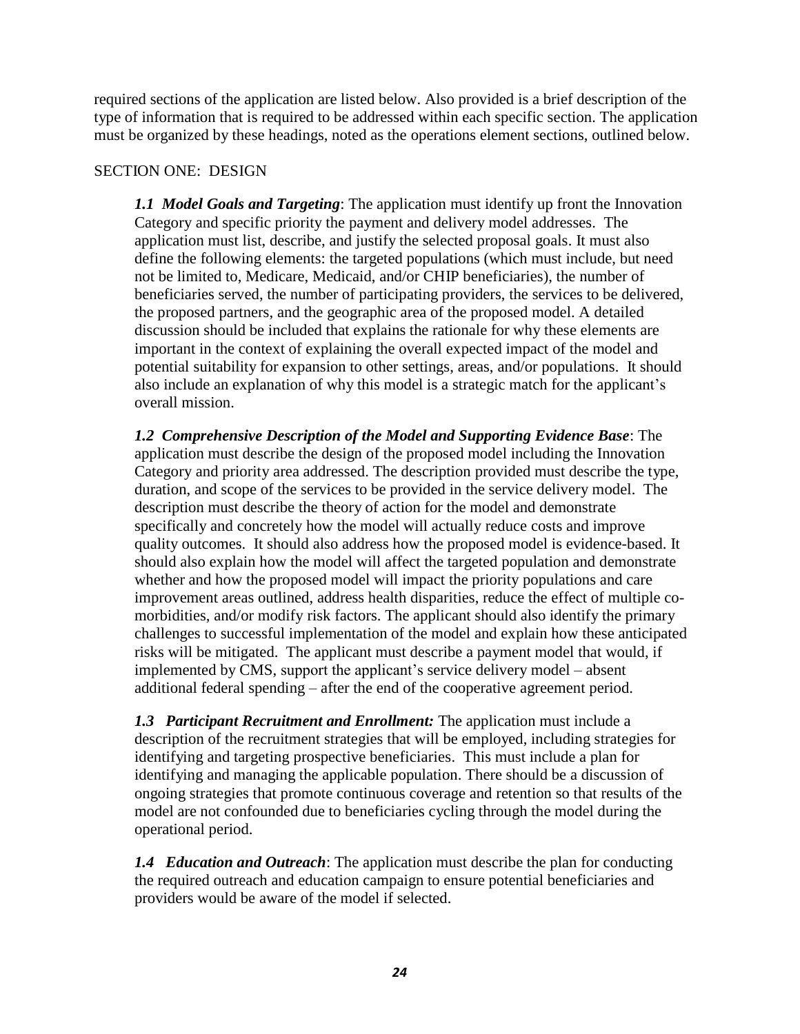required sections of the application are listed below. Also provided is a brief description of the type of information that is required to be addressed within each specific section. The application must be organized by these headings, noted as the operations element sections, outlined below.

SECTION ONE: DESIGN

***1.1 Model Goals and Targeting***: The application must identify up front the Innovation Category and specific priority the payment and delivery model addresses. The application must list, describe, and justify the selected proposal goals. It must also define the following elements: the targeted populations (which must include, but need not be limited to, Medicare, Medicaid, and/or CHIP beneficiaries), the number of beneficiaries served, the number of participating providers, the services to be delivered, the proposed partners, and the geographic area of the proposed model. A detailed discussion should be included that explains the rationale for why these elements are important in the context of explaining the overall expected impact of the model and potential suitability for expansion to other settings, areas, and/or populations. It should also include an explanation of why this model is a strategic match for the applicant's overall mission.

***1.2 Comprehensive Description of the Model and Supporting Evidence Base***: The application must describe the design of the proposed model including the Innovation Category and priority area addressed. The description provided must describe the type, duration, and scope of the services to be provided in the service delivery model. The description must describe the theory of action for the model and demonstrate specifically and concretely how the model will actually reduce costs and improve quality outcomes. It should also address how the proposed model is evidence-based. It should also explain how the model will affect the targeted population and demonstrate whether and how the proposed model will impact the priority populations and care improvement areas outlined, address health disparities, reduce the effect of multiple co-morbidities, and/or modify risk factors. The applicant should also identify the primary challenges to successful implementation of the model and explain how these anticipated risks will be mitigated. The applicant must describe a payment model that would, if implemented by CMS, support the applicant's service delivery model – absent additional federal spending – after the end of the cooperative agreement period.

***1.3 Participant Recruitment and Enrollment:*** The application must include a description of the recruitment strategies that will be employed, including strategies for identifying and targeting prospective beneficiaries. This must include a plan for identifying and managing the applicable population. There should be a discussion of ongoing strategies that promote continuous coverage and retention so that results of the model are not confounded due to beneficiaries cycling through the model during the operational period.

***1.4 Education and Outreach***: The application must describe the plan for conducting the required outreach and education campaign to ensure potential beneficiaries and providers would be aware of the model if selected.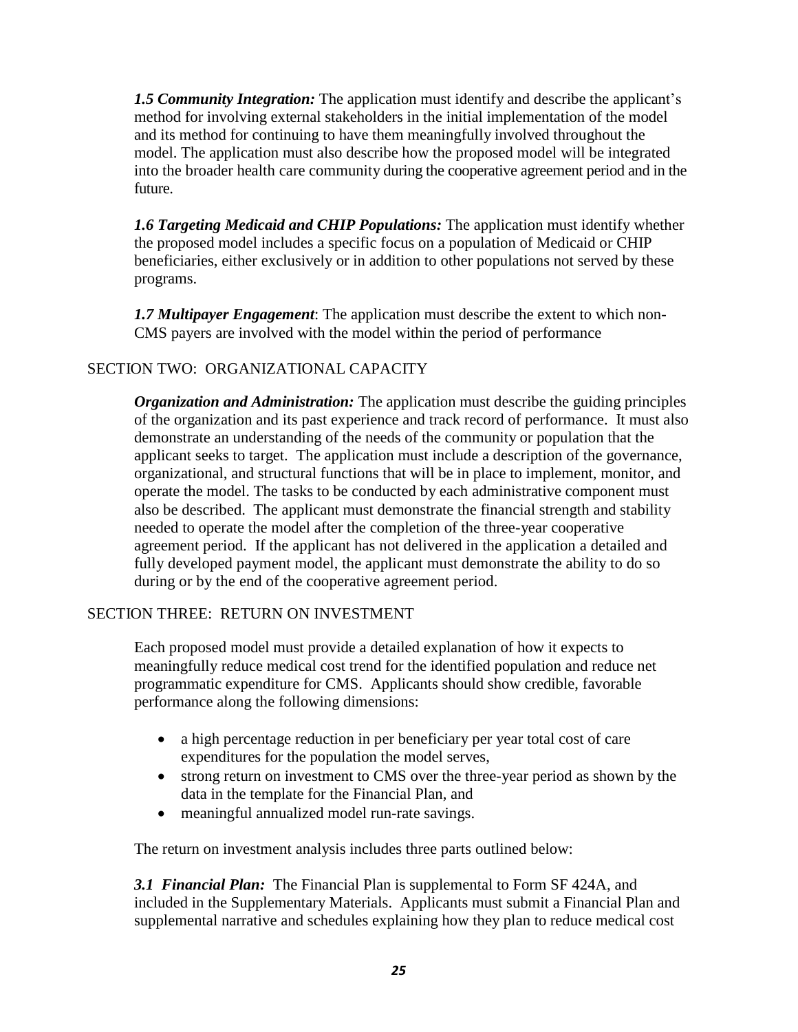***1.5 Community Integration:*** The application must identify and describe the applicant's method for involving external stakeholders in the initial implementation of the model and its method for continuing to have them meaningfully involved throughout the model. The application must also describe how the proposed model will be integrated into the broader health care community during the cooperative agreement period and in the future.

***1.6 Targeting Medicaid and CHIP Populations:*** The application must identify whether the proposed model includes a specific focus on a population of Medicaid or CHIP beneficiaries, either exclusively or in addition to other populations not served by these programs.

***1.7 Multipayer Engagement***: The application must describe the extent to which non-CMS payers are involved with the model within the period of performance

## SECTION TWO: ORGANIZATIONAL CAPACITY

***Organization and Administration:*** The application must describe the guiding principles of the organization and its past experience and track record of performance. It must also demonstrate an understanding of the needs of the community or population that the applicant seeks to target. The application must include a description of the governance, organizational, and structural functions that will be in place to implement, monitor, and operate the model. The tasks to be conducted by each administrative component must also be described. The applicant must demonstrate the financial strength and stability needed to operate the model after the completion of the three-year cooperative agreement period. If the applicant has not delivered in the application a detailed and fully developed payment model, the applicant must demonstrate the ability to do so during or by the end of the cooperative agreement period.

## SECTION THREE: RETURN ON INVESTMENT

Each proposed model must provide a detailed explanation of how it expects to meaningfully reduce medical cost trend for the identified population and reduce net programmatic expenditure for CMS. Applicants should show credible, favorable performance along the following dimensions:

- a high percentage reduction in per beneficiary per year total cost of care expenditures for the population the model serves,
- strong return on investment to CMS over the three-year period as shown by the data in the template for the Financial Plan, and
- meaningful annualized model run-rate savings.

The return on investment analysis includes three parts outlined below:

***3.1 Financial Plan:*** The Financial Plan is supplemental to Form SF 424A, and included in the Supplementary Materials. Applicants must submit a Financial Plan and supplemental narrative and schedules explaining how they plan to reduce medical cost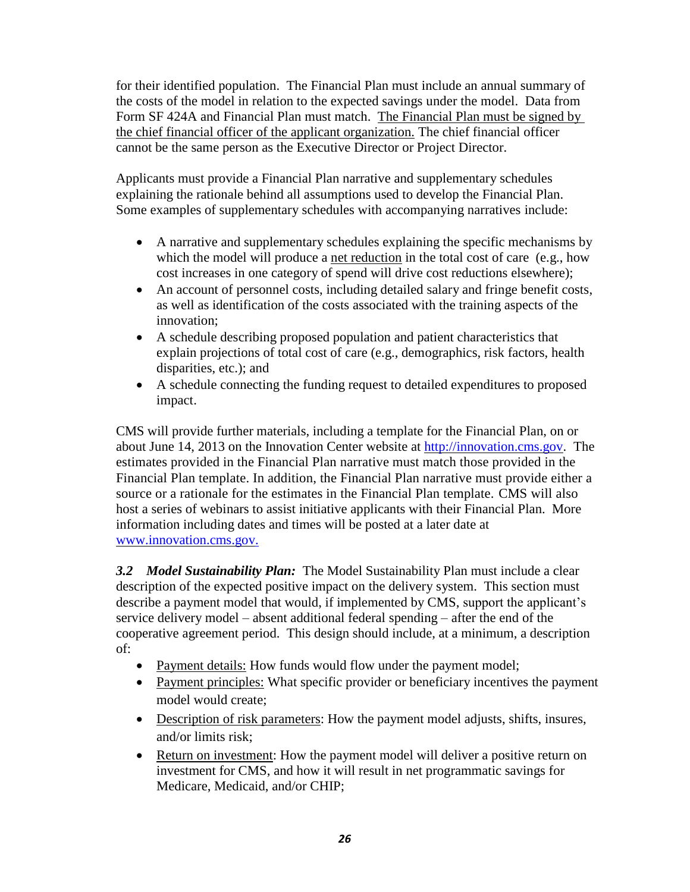for their identified population. The Financial Plan must include an annual summary of the costs of the model in relation to the expected savings under the model. Data from Form SF 424A and Financial Plan must match. The Financial Plan must be signed by the chief financial officer of the applicant organization. The chief financial officer cannot be the same person as the Executive Director or Project Director.

Applicants must provide a Financial Plan narrative and supplementary schedules explaining the rationale behind all assumptions used to develop the Financial Plan. Some examples of supplementary schedules with accompanying narratives include:

- A narrative and supplementary schedules explaining the specific mechanisms by which the model will produce a net reduction in the total cost of care (e.g., how cost increases in one category of spend will drive cost reductions elsewhere);
- An account of personnel costs, including detailed salary and fringe benefit costs, as well as identification of the costs associated with the training aspects of the innovation;
- A schedule describing proposed population and patient characteristics that explain projections of total cost of care (e.g., demographics, risk factors, health disparities, etc.); and
- A schedule connecting the funding request to detailed expenditures to proposed impact.

CMS will provide further materials, including a template for the Financial Plan, on or about June 14, 2013 on the Innovation Center website at http://innovation.cms.gov. The estimates provided in the Financial Plan narrative must match those provided in the Financial Plan template. In addition, the Financial Plan narrative must provide either a source or a rationale for the estimates in the Financial Plan template. CMS will also host a series of webinars to assist initiative applicants with their Financial Plan. More information including dates and times will be posted at a later date at www.innovation.cms.gov.

***3.2 Model Sustainability Plan:*** The Model Sustainability Plan must include a clear description of the expected positive impact on the delivery system. This section must describe a payment model that would, if implemented by CMS, support the applicant's service delivery model – absent additional federal spending – after the end of the cooperative agreement period. This design should include, at a minimum, a description of:

- Payment details: How funds would flow under the payment model;
- Payment principles: What specific provider or beneficiary incentives the payment model would create;
- Description of risk parameters: How the payment model adjusts, shifts, insures, and/or limits risk;
- Return on investment: How the payment model will deliver a positive return on investment for CMS, and how it will result in net programmatic savings for Medicare, Medicaid, and/or CHIP;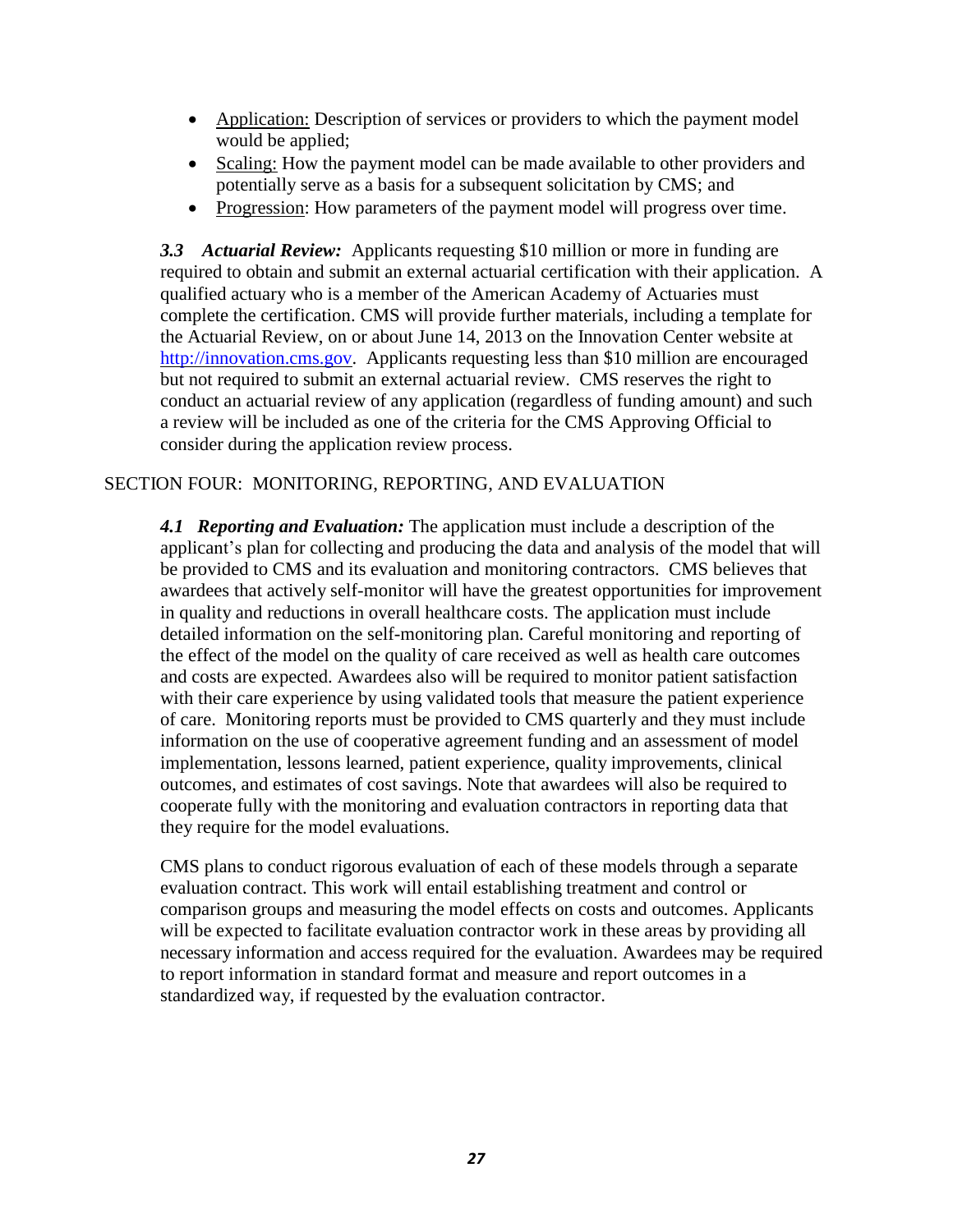- Application: Description of services or providers to which the payment model would be applied;
- Scaling: How the payment model can be made available to other providers and potentially serve as a basis for a subsequent solicitation by CMS; and
- Progression: How parameters of the payment model will progress over time.

***3.3 Actuarial Review:*** Applicants requesting $10 million or more in funding are required to obtain and submit an external actuarial certification with their application. A qualified actuary who is a member of the American Academy of Actuaries must complete the certification. CMS will provide further materials, including a template for the Actuarial Review, on or about June 14, 2013 on the Innovation Center website at http://innovation.cms.gov. Applicants requesting less than $10 million are encouraged but not required to submit an external actuarial review. CMS reserves the right to conduct an actuarial review of any application (regardless of funding amount) and such a review will be included as one of the criteria for the CMS Approving Official to consider during the application review process.

## SECTION FOUR: MONITORING, REPORTING, AND EVALUATION

***4.1 Reporting and Evaluation:*** The application must include a description of the applicant's plan for collecting and producing the data and analysis of the model that will be provided to CMS and its evaluation and monitoring contractors. CMS believes that awardees that actively self-monitor will have the greatest opportunities for improvement in quality and reductions in overall healthcare costs. The application must include detailed information on the self-monitoring plan. Careful monitoring and reporting of the effect of the model on the quality of care received as well as health care outcomes and costs are expected. Awardees also will be required to monitor patient satisfaction with their care experience by using validated tools that measure the patient experience of care. Monitoring reports must be provided to CMS quarterly and they must include information on the use of cooperative agreement funding and an assessment of model implementation, lessons learned, patient experience, quality improvements, clinical outcomes, and estimates of cost savings. Note that awardees will also be required to cooperate fully with the monitoring and evaluation contractors in reporting data that they require for the model evaluations.

CMS plans to conduct rigorous evaluation of each of these models through a separate evaluation contract. This work will entail establishing treatment and control or comparison groups and measuring the model effects on costs and outcomes. Applicants will be expected to facilitate evaluation contractor work in these areas by providing all necessary information and access required for the evaluation. Awardees may be required to report information in standard format and measure and report outcomes in a standardized way, if requested by the evaluation contractor.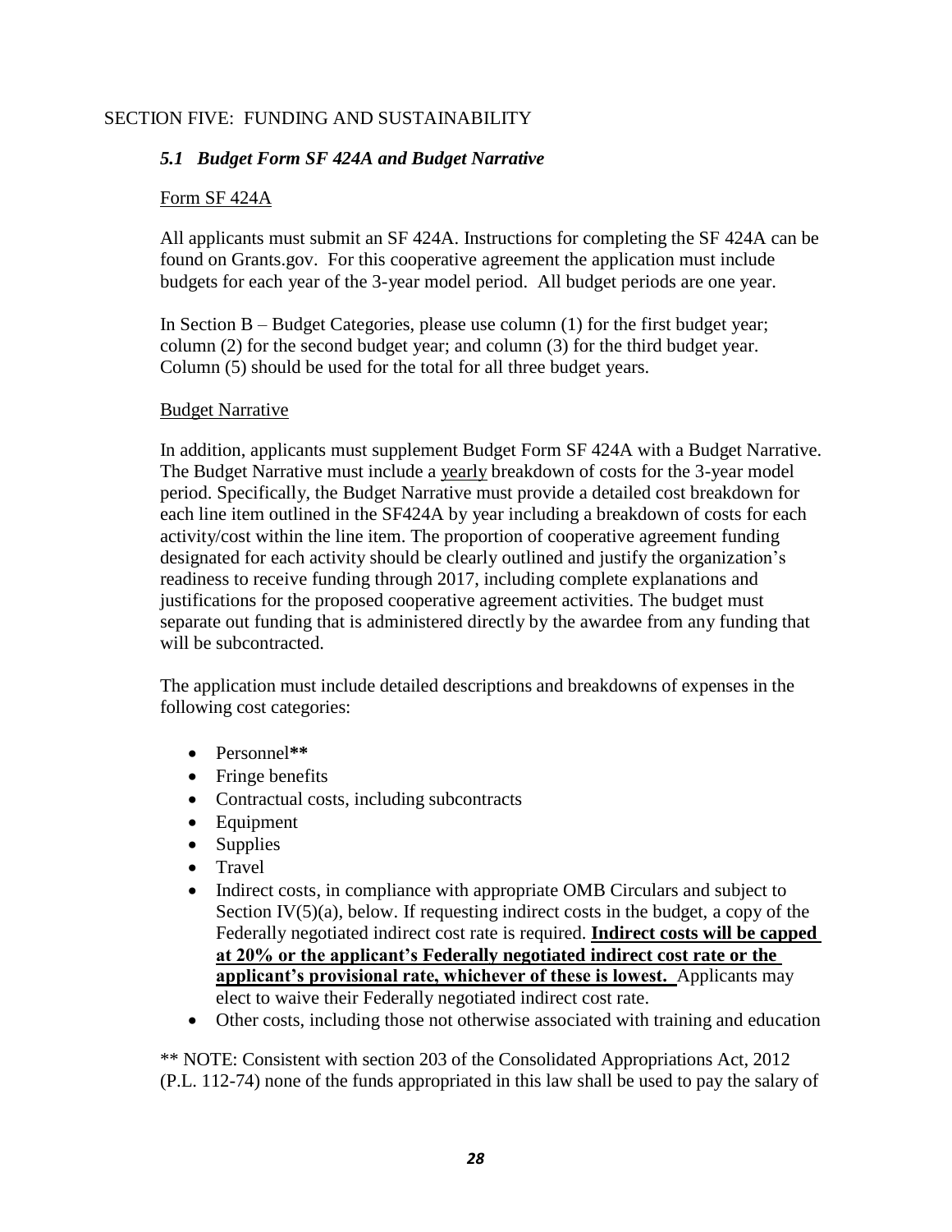# SECTION FIVE: FUNDING AND SUSTAINABILITY

## *5.1 Budget Form SF 424A and Budget Narrative*

### Form SF 424A

All applicants must submit an SF 424A. Instructions for completing the SF 424A can be found on Grants.gov. For this cooperative agreement the application must include budgets for each year of the 3-year model period. All budget periods are one year.

In Section B – Budget Categories, please use column (1) for the first budget year; column (2) for the second budget year; and column (3) for the third budget year. Column (5) should be used for the total for all three budget years.

### Budget Narrative

In addition, applicants must supplement Budget Form SF 424A with a Budget Narrative. The Budget Narrative must include a yearly breakdown of costs for the 3-year model period. Specifically, the Budget Narrative must provide a detailed cost breakdown for each line item outlined in the SF424A by year including a breakdown of costs for each activity/cost within the line item. The proportion of cooperative agreement funding designated for each activity should be clearly outlined and justify the organization's readiness to receive funding through 2017, including complete explanations and justifications for the proposed cooperative agreement activities. The budget must separate out funding that is administered directly by the awardee from any funding that will be subcontracted.

The application must include detailed descriptions and breakdowns of expenses in the following cost categories:

- Personnel**
- Fringe benefits
- Contractual costs, including subcontracts
- Equipment
- Supplies
- Travel
- Indirect costs, in compliance with appropriate OMB Circulars and subject to Section IV(5)(a), below. If requesting indirect costs in the budget, a copy of the Federally negotiated indirect cost rate is required. **Indirect costs will be capped at 20% or the applicant's Federally negotiated indirect cost rate or the applicant's provisional rate, whichever of these is lowest.** Applicants may elect to waive their Federally negotiated indirect cost rate.
- Other costs, including those not otherwise associated with training and education

** NOTE: Consistent with section 203 of the Consolidated Appropriations Act, 2012 (P.L. 112-74) none of the funds appropriated in this law shall be used to pay the salary of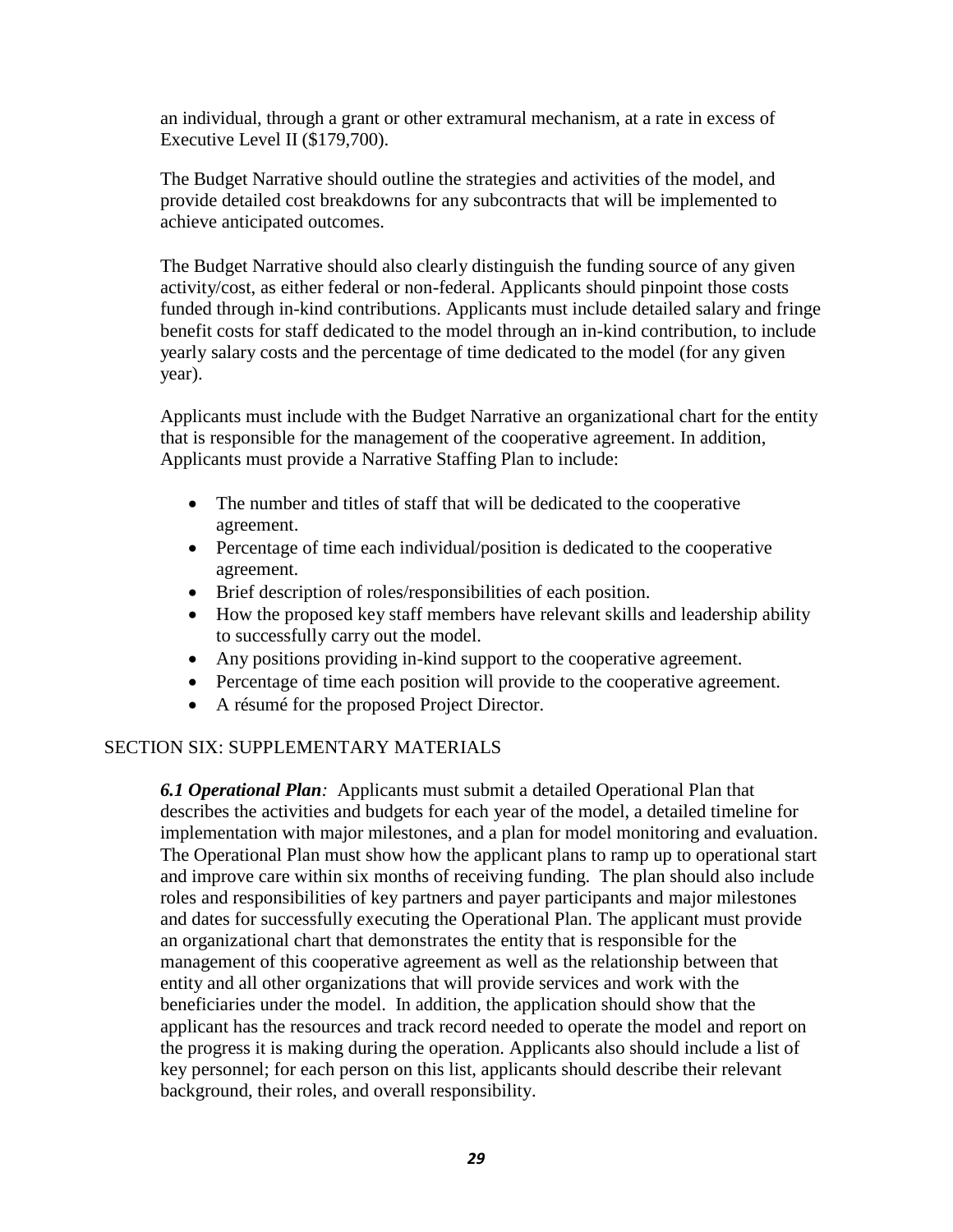an individual, through a grant or other extramural mechanism, at a rate in excess of Executive Level II ($179,700).

The Budget Narrative should outline the strategies and activities of the model, and provide detailed cost breakdowns for any subcontracts that will be implemented to achieve anticipated outcomes.

The Budget Narrative should also clearly distinguish the funding source of any given activity/cost, as either federal or non-federal. Applicants should pinpoint those costs funded through in-kind contributions. Applicants must include detailed salary and fringe benefit costs for staff dedicated to the model through an in-kind contribution, to include yearly salary costs and the percentage of time dedicated to the model (for any given year).

Applicants must include with the Budget Narrative an organizational chart for the entity that is responsible for the management of the cooperative agreement. In addition, Applicants must provide a Narrative Staffing Plan to include:

- The number and titles of staff that will be dedicated to the cooperative agreement.
- Percentage of time each individual/position is dedicated to the cooperative agreement.
- Brief description of roles/responsibilities of each position.
- How the proposed key staff members have relevant skills and leadership ability to successfully carry out the model.
- Any positions providing in-kind support to the cooperative agreement.
- Percentage of time each position will provide to the cooperative agreement.
- A résumé for the proposed Project Director.

## SECTION SIX: SUPPLEMENTARY MATERIALS

***6.1 Operational Plan****:* Applicants must submit a detailed Operational Plan that describes the activities and budgets for each year of the model, a detailed timeline for implementation with major milestones, and a plan for model monitoring and evaluation. The Operational Plan must show how the applicant plans to ramp up to operational start and improve care within six months of receiving funding. The plan should also include roles and responsibilities of key partners and payer participants and major milestones and dates for successfully executing the Operational Plan. The applicant must provide an organizational chart that demonstrates the entity that is responsible for the management of this cooperative agreement as well as the relationship between that entity and all other organizations that will provide services and work with the beneficiaries under the model. In addition, the application should show that the applicant has the resources and track record needed to operate the model and report on the progress it is making during the operation. Applicants also should include a list of key personnel; for each person on this list, applicants should describe their relevant background, their roles, and overall responsibility.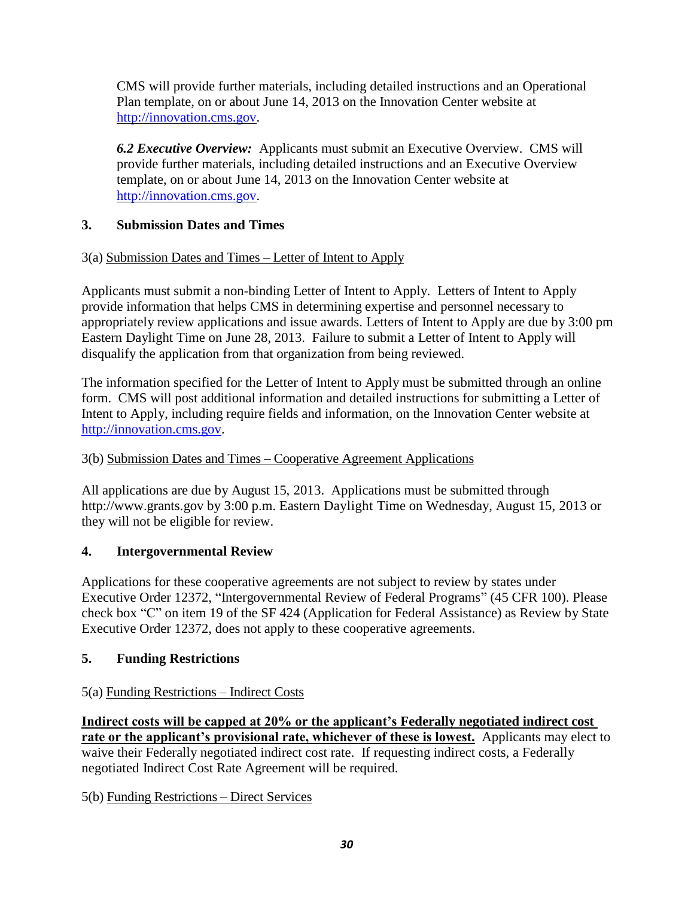CMS will provide further materials, including detailed instructions and an Operational Plan template, on or about June 14, 2013 on the Innovation Center website at [http://innovation.cms.gov](http://innovation.cms.gov).

***6.2 Executive Overview:*** Applicants must submit an Executive Overview. CMS will provide further materials, including detailed instructions and an Executive Overview template, on or about June 14, 2013 on the Innovation Center website at [http://innovation.cms.gov](http://innovation.cms.gov).

### 3. Submission Dates and Times

3(a) <u>Submission Dates and Times – Letter of Intent to Apply</u>

Applicants must submit a non-binding Letter of Intent to Apply. Letters of Intent to Apply provide information that helps CMS in determining expertise and personnel necessary to appropriately review applications and issue awards. Letters of Intent to Apply are due by 3:00 pm Eastern Daylight Time on June 28, 2013. Failure to submit a Letter of Intent to Apply will disqualify the application from that organization from being reviewed.

The information specified for the Letter of Intent to Apply must be submitted through an online form. CMS will post additional information and detailed instructions for submitting a Letter of Intent to Apply, including require fields and information, on the Innovation Center website at [http://innovation.cms.gov](http://innovation.cms.gov).

3(b) <u>Submission Dates and Times – Cooperative Agreement Applications</u>

All applications are due by August 15, 2013. Applications must be submitted through http://www.grants.gov by 3:00 p.m. Eastern Daylight Time on Wednesday, August 15, 2013 or they will not be eligible for review.

### 4. Intergovernmental Review

Applications for these cooperative agreements are not subject to review by states under Executive Order 12372, "Intergovernmental Review of Federal Programs" (45 CFR 100). Please check box "C" on item 19 of the SF 424 (Application for Federal Assistance) as Review by State Executive Order 12372, does not apply to these cooperative agreements.

### 5. Funding Restrictions

5(a) <u>Funding Restrictions – Indirect Costs</u>

**<u>Indirect costs will be capped at 20% or the applicant's Federally negotiated indirect cost rate or the applicant's provisional rate, whichever of these is lowest.</u>** Applicants may elect to waive their Federally negotiated indirect cost rate. If requesting indirect costs, a Federally negotiated Indirect Cost Rate Agreement will be required.

5(b) <u>Funding Restrictions – Direct Services</u>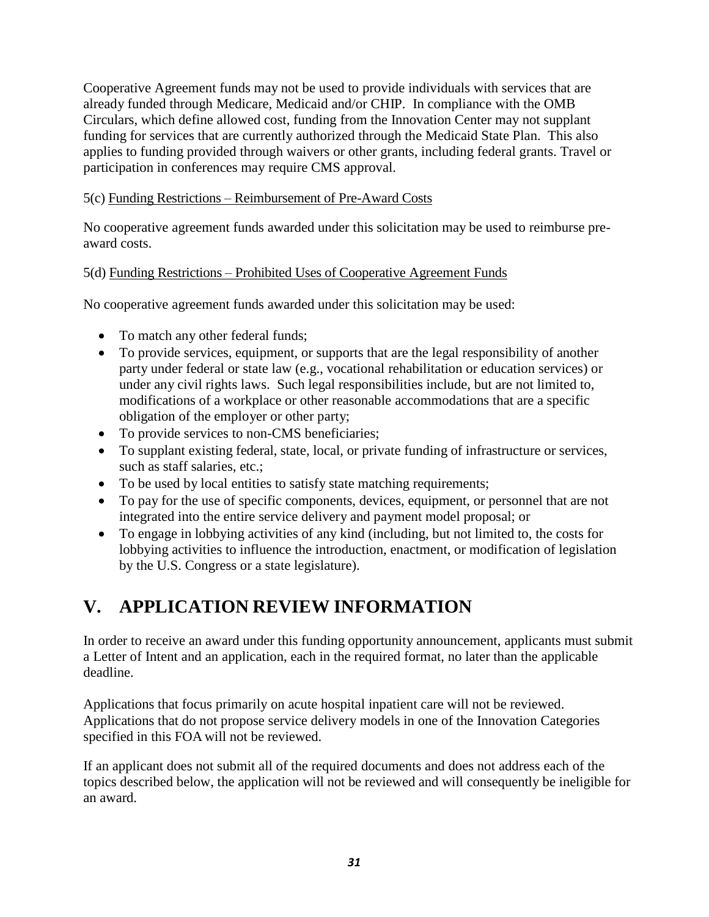Cooperative Agreement funds may not be used to provide individuals with services that are already funded through Medicare, Medicaid and/or CHIP. In compliance with the OMB Circulars, which define allowed cost, funding from the Innovation Center may not supplant funding for services that are currently authorized through the Medicaid State Plan. This also applies to funding provided through waivers or other grants, including federal grants. Travel or participation in conferences may require CMS approval.

5(c) Funding Restrictions – Reimbursement of Pre-Award Costs

No cooperative agreement funds awarded under this solicitation may be used to reimburse pre-award costs.

5(d) Funding Restrictions – Prohibited Uses of Cooperative Agreement Funds

No cooperative agreement funds awarded under this solicitation may be used:

- To match any other federal funds;
- To provide services, equipment, or supports that are the legal responsibility of another party under federal or state law (e.g., vocational rehabilitation or education services) or under any civil rights laws. Such legal responsibilities include, but are not limited to, modifications of a workplace or other reasonable accommodations that are a specific obligation of the employer or other party;
- To provide services to non-CMS beneficiaries;
- To supplant existing federal, state, local, or private funding of infrastructure or services, such as staff salaries, etc.;
- To be used by local entities to satisfy state matching requirements;
- To pay for the use of specific components, devices, equipment, or personnel that are not integrated into the entire service delivery and payment model proposal; or
- To engage in lobbying activities of any kind (including, but not limited to, the costs for lobbying activities to influence the introduction, enactment, or modification of legislation by the U.S. Congress or a state legislature).

# V. APPLICATION REVIEW INFORMATION

In order to receive an award under this funding opportunity announcement, applicants must submit a Letter of Intent and an application, each in the required format, no later than the applicable deadline.

Applications that focus primarily on acute hospital inpatient care will not be reviewed. Applications that do not propose service delivery models in one of the Innovation Categories specified in this FOA will not be reviewed.

If an applicant does not submit all of the required documents and does not address each of the topics described below, the application will not be reviewed and will consequently be ineligible for an award.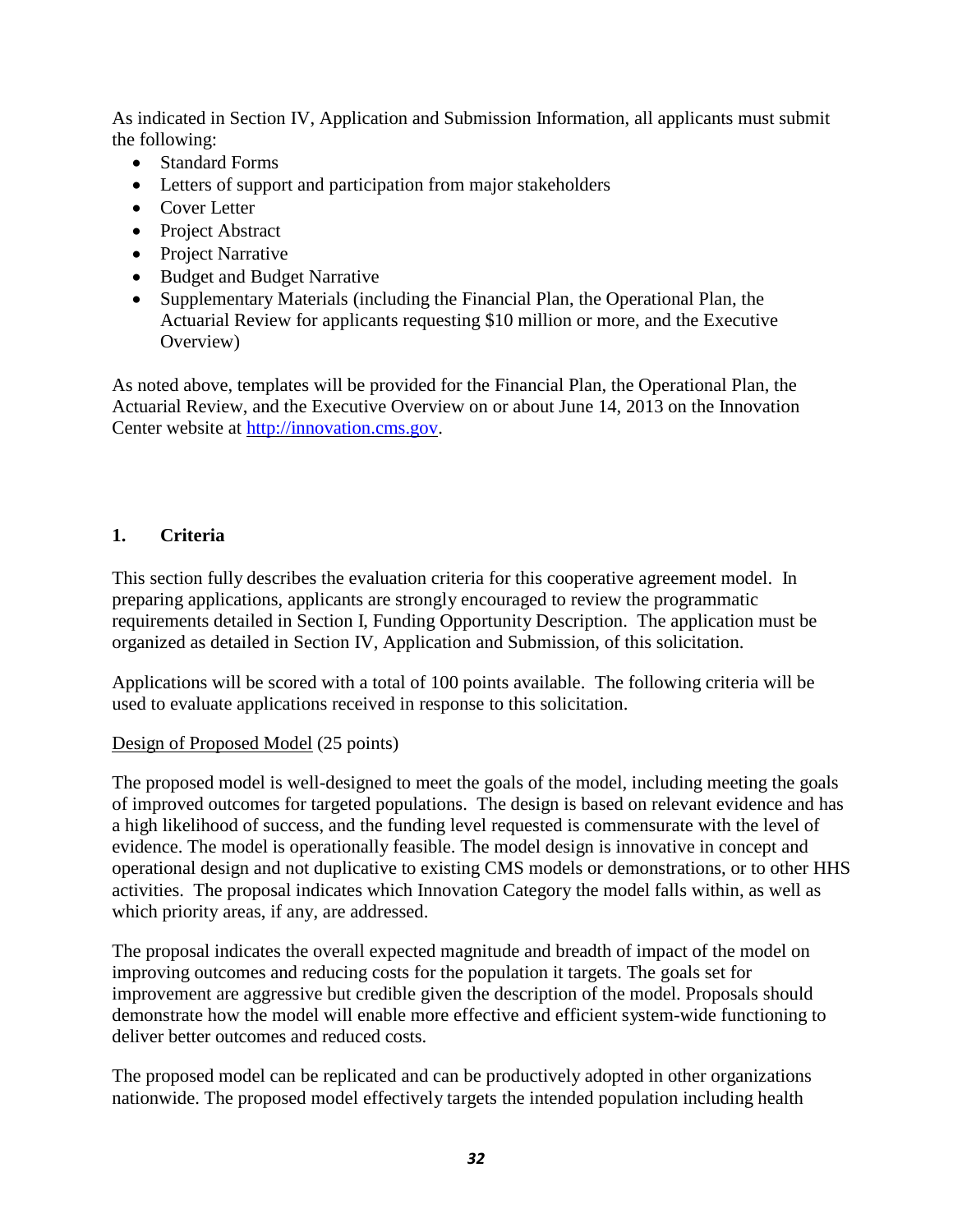As indicated in Section IV, Application and Submission Information, all applicants must submit the following:

- Standard Forms
- Letters of support and participation from major stakeholders
- Cover Letter
- Project Abstract
- Project Narrative
- Budget and Budget Narrative
- Supplementary Materials (including the Financial Plan, the Operational Plan, the Actuarial Review for applicants requesting $10 million or more, and the Executive Overview)

As noted above, templates will be provided for the Financial Plan, the Operational Plan, the Actuarial Review, and the Executive Overview on or about June 14, 2013 on the Innovation Center website at http://innovation.cms.gov.

## 1. Criteria

This section fully describes the evaluation criteria for this cooperative agreement model. In preparing applications, applicants are strongly encouraged to review the programmatic requirements detailed in Section I, Funding Opportunity Description. The application must be organized as detailed in Section IV, Application and Submission, of this solicitation.

Applications will be scored with a total of 100 points available. The following criteria will be used to evaluate applications received in response to this solicitation.

Design of Proposed Model (25 points)

The proposed model is well-designed to meet the goals of the model, including meeting the goals of improved outcomes for targeted populations. The design is based on relevant evidence and has a high likelihood of success, and the funding level requested is commensurate with the level of evidence. The model is operationally feasible. The model design is innovative in concept and operational design and not duplicative to existing CMS models or demonstrations, or to other HHS activities. The proposal indicates which Innovation Category the model falls within, as well as which priority areas, if any, are addressed.

The proposal indicates the overall expected magnitude and breadth of impact of the model on improving outcomes and reducing costs for the population it targets. The goals set for improvement are aggressive but credible given the description of the model. Proposals should demonstrate how the model will enable more effective and efficient system-wide functioning to deliver better outcomes and reduced costs.

The proposed model can be replicated and can be productively adopted in other organizations nationwide. The proposed model effectively targets the intended population including health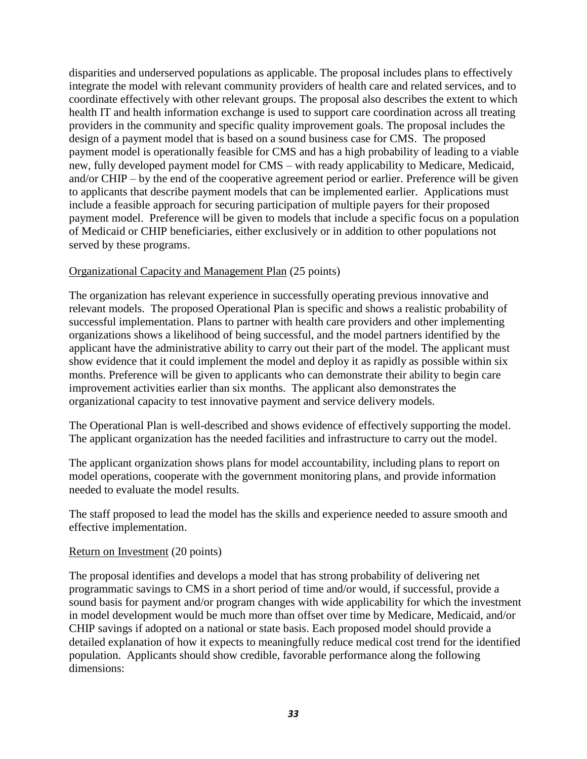disparities and underserved populations as applicable. The proposal includes plans to effectively integrate the model with relevant community providers of health care and related services, and to coordinate effectively with other relevant groups. The proposal also describes the extent to which health IT and health information exchange is used to support care coordination across all treating providers in the community and specific quality improvement goals. The proposal includes the design of a payment model that is based on a sound business case for CMS. The proposed payment model is operationally feasible for CMS and has a high probability of leading to a viable new, fully developed payment model for CMS – with ready applicability to Medicare, Medicaid, and/or CHIP – by the end of the cooperative agreement period or earlier. Preference will be given to applicants that describe payment models that can be implemented earlier. Applications must include a feasible approach for securing participation of multiple payers for their proposed payment model. Preference will be given to models that include a specific focus on a population of Medicaid or CHIP beneficiaries, either exclusively or in addition to other populations not served by these programs.

Organizational Capacity and Management Plan (25 points)

The organization has relevant experience in successfully operating previous innovative and relevant models. The proposed Operational Plan is specific and shows a realistic probability of successful implementation. Plans to partner with health care providers and other implementing organizations shows a likelihood of being successful, and the model partners identified by the applicant have the administrative ability to carry out their part of the model. The applicant must show evidence that it could implement the model and deploy it as rapidly as possible within six months. Preference will be given to applicants who can demonstrate their ability to begin care improvement activities earlier than six months. The applicant also demonstrates the organizational capacity to test innovative payment and service delivery models.

The Operational Plan is well-described and shows evidence of effectively supporting the model. The applicant organization has the needed facilities and infrastructure to carry out the model.

The applicant organization shows plans for model accountability, including plans to report on model operations, cooperate with the government monitoring plans, and provide information needed to evaluate the model results.

The staff proposed to lead the model has the skills and experience needed to assure smooth and effective implementation.

Return on Investment (20 points)

The proposal identifies and develops a model that has strong probability of delivering net programmatic savings to CMS in a short period of time and/or would, if successful, provide a sound basis for payment and/or program changes with wide applicability for which the investment in model development would be much more than offset over time by Medicare, Medicaid, and/or CHIP savings if adopted on a national or state basis. Each proposed model should provide a detailed explanation of how it expects to meaningfully reduce medical cost trend for the identified population. Applicants should show credible, favorable performance along the following dimensions: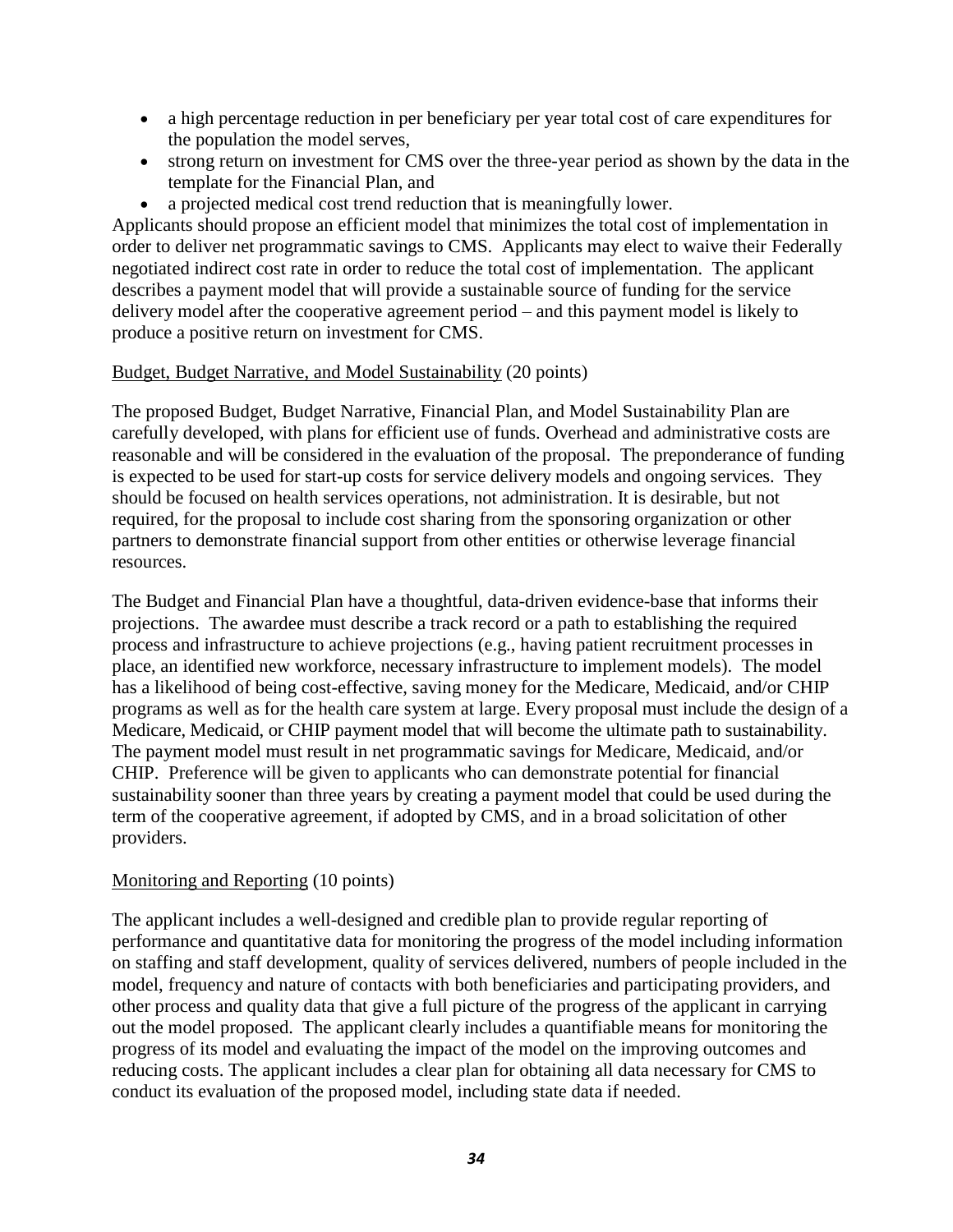- a high percentage reduction in per beneficiary per year total cost of care expenditures for the population the model serves,
- strong return on investment for CMS over the three-year period as shown by the data in the template for the Financial Plan, and
- a projected medical cost trend reduction that is meaningfully lower.

Applicants should propose an efficient model that minimizes the total cost of implementation in order to deliver net programmatic savings to CMS. Applicants may elect to waive their Federally negotiated indirect cost rate in order to reduce the total cost of implementation. The applicant describes a payment model that will provide a sustainable source of funding for the service delivery model after the cooperative agreement period – and this payment model is likely to produce a positive return on investment for CMS.

<u>Budget, Budget Narrative, and Model Sustainability</u> (20 points)

The proposed Budget, Budget Narrative, Financial Plan, and Model Sustainability Plan are carefully developed, with plans for efficient use of funds. Overhead and administrative costs are reasonable and will be considered in the evaluation of the proposal. The preponderance of funding is expected to be used for start-up costs for service delivery models and ongoing services. They should be focused on health services operations, not administration. It is desirable, but not required, for the proposal to include cost sharing from the sponsoring organization or other partners to demonstrate financial support from other entities or otherwise leverage financial resources.

The Budget and Financial Plan have a thoughtful, data-driven evidence-base that informs their projections. The awardee must describe a track record or a path to establishing the required process and infrastructure to achieve projections (e.g., having patient recruitment processes in place, an identified new workforce, necessary infrastructure to implement models). The model has a likelihood of being cost-effective, saving money for the Medicare, Medicaid, and/or CHIP programs as well as for the health care system at large. Every proposal must include the design of a Medicare, Medicaid, or CHIP payment model that will become the ultimate path to sustainability. The payment model must result in net programmatic savings for Medicare, Medicaid, and/or CHIP. Preference will be given to applicants who can demonstrate potential for financial sustainability sooner than three years by creating a payment model that could be used during the term of the cooperative agreement, if adopted by CMS, and in a broad solicitation of other providers.

<u>Monitoring and Reporting</u> (10 points)

The applicant includes a well-designed and credible plan to provide regular reporting of performance and quantitative data for monitoring the progress of the model including information on staffing and staff development, quality of services delivered, numbers of people included in the model, frequency and nature of contacts with both beneficiaries and participating providers, and other process and quality data that give a full picture of the progress of the applicant in carrying out the model proposed. The applicant clearly includes a quantifiable means for monitoring the progress of its model and evaluating the impact of the model on the improving outcomes and reducing costs. The applicant includes a clear plan for obtaining all data necessary for CMS to conduct its evaluation of the proposed model, including state data if needed.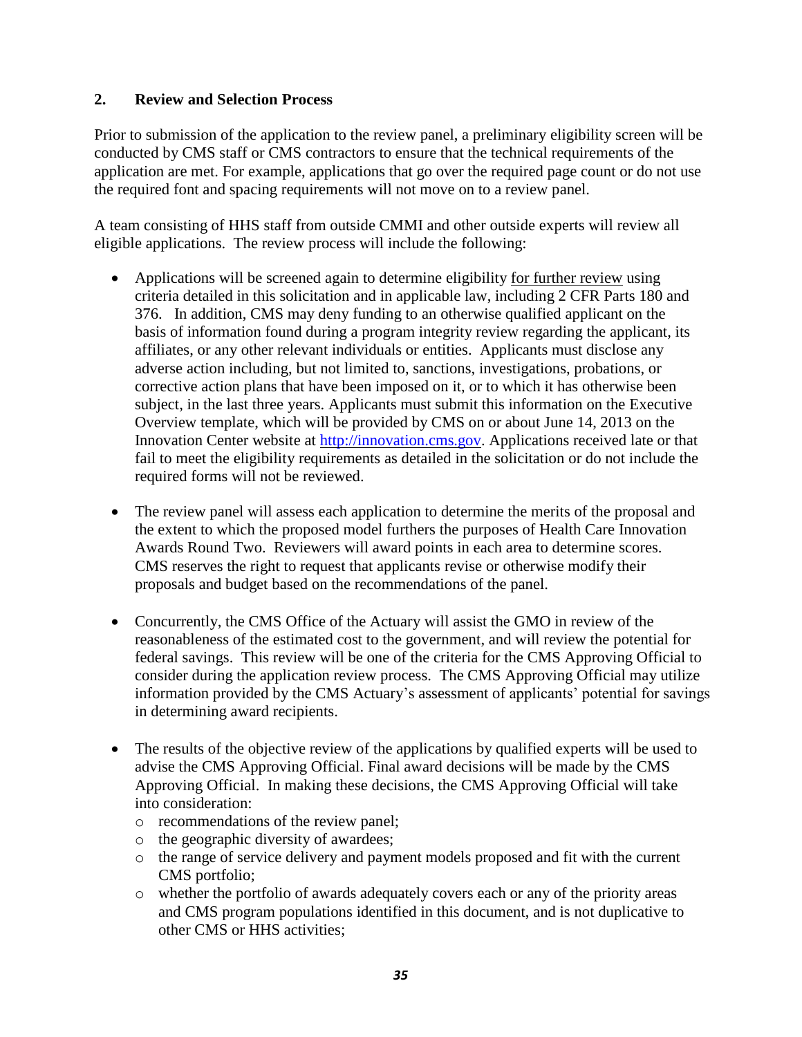## 2. Review and Selection Process

Prior to submission of the application to the review panel, a preliminary eligibility screen will be conducted by CMS staff or CMS contractors to ensure that the technical requirements of the application are met. For example, applications that go over the required page count or do not use the required font and spacing requirements will not move on to a review panel.

A team consisting of HHS staff from outside CMMI and other outside experts will review all eligible applications. The review process will include the following:

- Applications will be screened again to determine eligibility <u>for further review</u> using criteria detailed in this solicitation and in applicable law, including 2 CFR Parts 180 and 376. In addition, CMS may deny funding to an otherwise qualified applicant on the basis of information found during a program integrity review regarding the applicant, its affiliates, or any other relevant individuals or entities. Applicants must disclose any adverse action including, but not limited to, sanctions, investigations, probations, or corrective action plans that have been imposed on it, or to which it has otherwise been subject, in the last three years. Applicants must submit this information on the Executive Overview template, which will be provided by CMS on or about June 14, 2013 on the Innovation Center website at http://innovation.cms.gov. Applications received late or that fail to meet the eligibility requirements as detailed in the solicitation or do not include the required forms will not be reviewed.

- The review panel will assess each application to determine the merits of the proposal and the extent to which the proposed model furthers the purposes of Health Care Innovation Awards Round Two. Reviewers will award points in each area to determine scores. CMS reserves the right to request that applicants revise or otherwise modify their proposals and budget based on the recommendations of the panel.

- Concurrently, the CMS Office of the Actuary will assist the GMO in review of the reasonableness of the estimated cost to the government, and will review the potential for federal savings. This review will be one of the criteria for the CMS Approving Official to consider during the application review process. The CMS Approving Official may utilize information provided by the CMS Actuary's assessment of applicants' potential for savings in determining award recipients.

- The results of the objective review of the applications by qualified experts will be used to advise the CMS Approving Official. Final award decisions will be made by the CMS Approving Official. In making these decisions, the CMS Approving Official will take into consideration:
  - recommendations of the review panel;
  - the geographic diversity of awardees;
  - the range of service delivery and payment models proposed and fit with the current CMS portfolio;
  - whether the portfolio of awards adequately covers each or any of the priority areas and CMS program populations identified in this document, and is not duplicative to other CMS or HHS activities;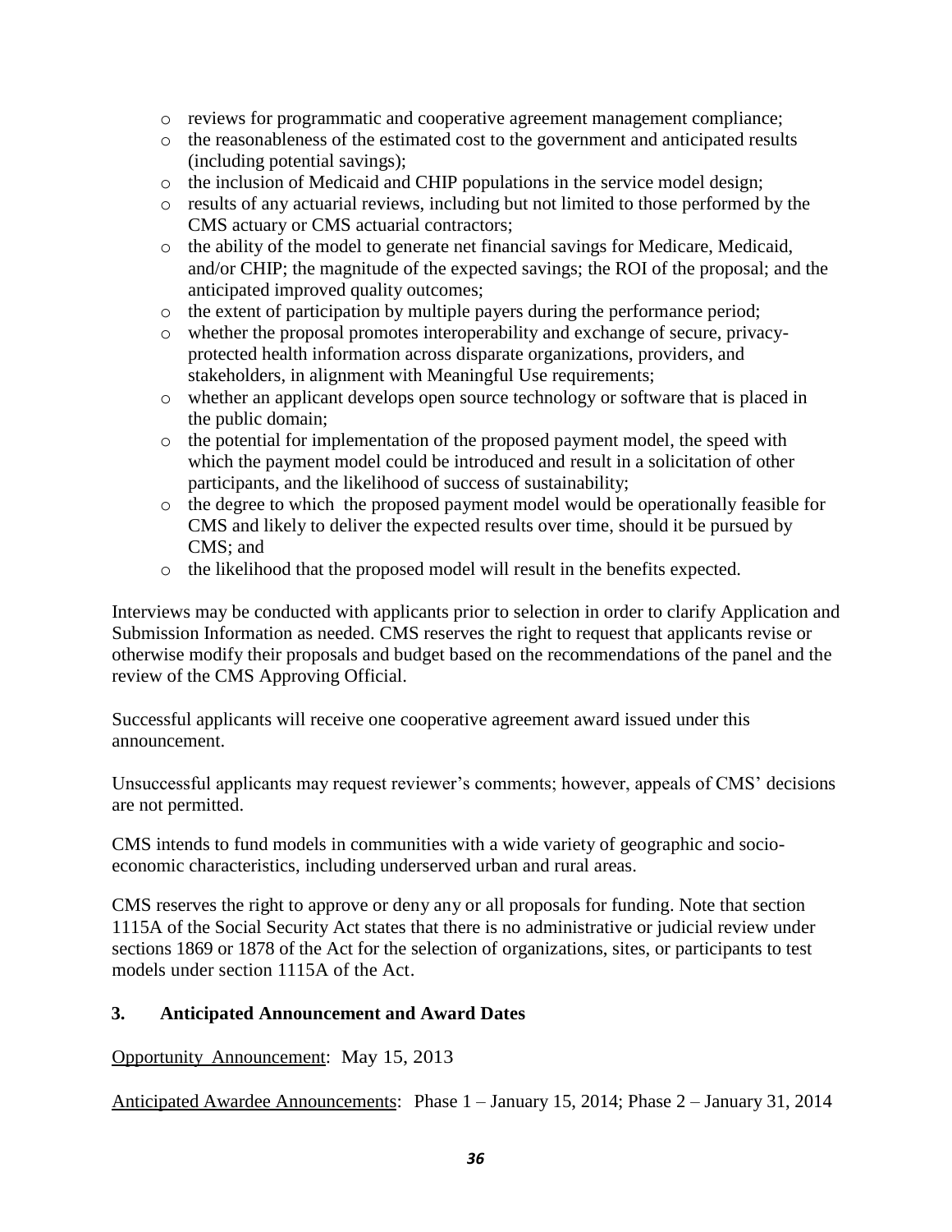- reviews for programmatic and cooperative agreement management compliance;
- the reasonableness of the estimated cost to the government and anticipated results (including potential savings);
- the inclusion of Medicaid and CHIP populations in the service model design;
- results of any actuarial reviews, including but not limited to those performed by the CMS actuary or CMS actuarial contractors;
- the ability of the model to generate net financial savings for Medicare, Medicaid, and/or CHIP; the magnitude of the expected savings; the ROI of the proposal; and the anticipated improved quality outcomes;
- the extent of participation by multiple payers during the performance period;
- whether the proposal promotes interoperability and exchange of secure, privacy-protected health information across disparate organizations, providers, and stakeholders, in alignment with Meaningful Use requirements;
- whether an applicant develops open source technology or software that is placed in the public domain;
- the potential for implementation of the proposed payment model, the speed with which the payment model could be introduced and result in a solicitation of other participants, and the likelihood of success of sustainability;
- the degree to which the proposed payment model would be operationally feasible for CMS and likely to deliver the expected results over time, should it be pursued by CMS; and
- the likelihood that the proposed model will result in the benefits expected.

Interviews may be conducted with applicants prior to selection in order to clarify Application and Submission Information as needed. CMS reserves the right to request that applicants revise or otherwise modify their proposals and budget based on the recommendations of the panel and the review of the CMS Approving Official.

Successful applicants will receive one cooperative agreement award issued under this announcement.

Unsuccessful applicants may request reviewer's comments; however, appeals of CMS' decisions are not permitted.

CMS intends to fund models in communities with a wide variety of geographic and socio-economic characteristics, including underserved urban and rural areas.

CMS reserves the right to approve or deny any or all proposals for funding. Note that section 1115A of the Social Security Act states that there is no administrative or judicial review under sections 1869 or 1878 of the Act for the selection of organizations, sites, or participants to test models under section 1115A of the Act.

### 3. Anticipated Announcement and Award Dates

Opportunity Announcement: May 15, 2013

Anticipated Awardee Announcements: Phase 1 – January 15, 2014; Phase 2 – January 31, 2014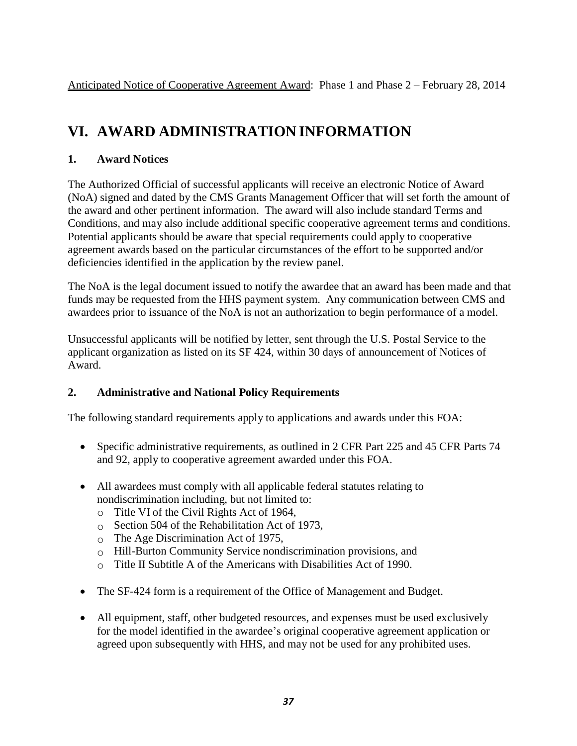Anticipated Notice of Cooperative Agreement Award: Phase 1 and Phase 2 – February 28, 2014

# VI. AWARD ADMINISTRATION INFORMATION

### 1. Award Notices

The Authorized Official of successful applicants will receive an electronic Notice of Award (NoA) signed and dated by the CMS Grants Management Officer that will set forth the amount of the award and other pertinent information. The award will also include standard Terms and Conditions, and may also include additional specific cooperative agreement terms and conditions. Potential applicants should be aware that special requirements could apply to cooperative agreement awards based on the particular circumstances of the effort to be supported and/or deficiencies identified in the application by the review panel.

The NoA is the legal document issued to notify the awardee that an award has been made and that funds may be requested from the HHS payment system. Any communication between CMS and awardees prior to issuance of the NoA is not an authorization to begin performance of a model.

Unsuccessful applicants will be notified by letter, sent through the U.S. Postal Service to the applicant organization as listed on its SF 424, within 30 days of announcement of Notices of Award.

### 2. Administrative and National Policy Requirements

The following standard requirements apply to applications and awards under this FOA:

- Specific administrative requirements, as outlined in 2 CFR Part 225 and 45 CFR Parts 74 and 92, apply to cooperative agreement awarded under this FOA.
- All awardees must comply with all applicable federal statutes relating to nondiscrimination including, but not limited to:
  - Title VI of the Civil Rights Act of 1964,
  - Section 504 of the Rehabilitation Act of 1973,
  - The Age Discrimination Act of 1975,
  - Hill-Burton Community Service nondiscrimination provisions, and
  - Title II Subtitle A of the Americans with Disabilities Act of 1990.
- The SF-424 form is a requirement of the Office of Management and Budget.
- All equipment, staff, other budgeted resources, and expenses must be used exclusively for the model identified in the awardee's original cooperative agreement application or agreed upon subsequently with HHS, and may not be used for any prohibited uses.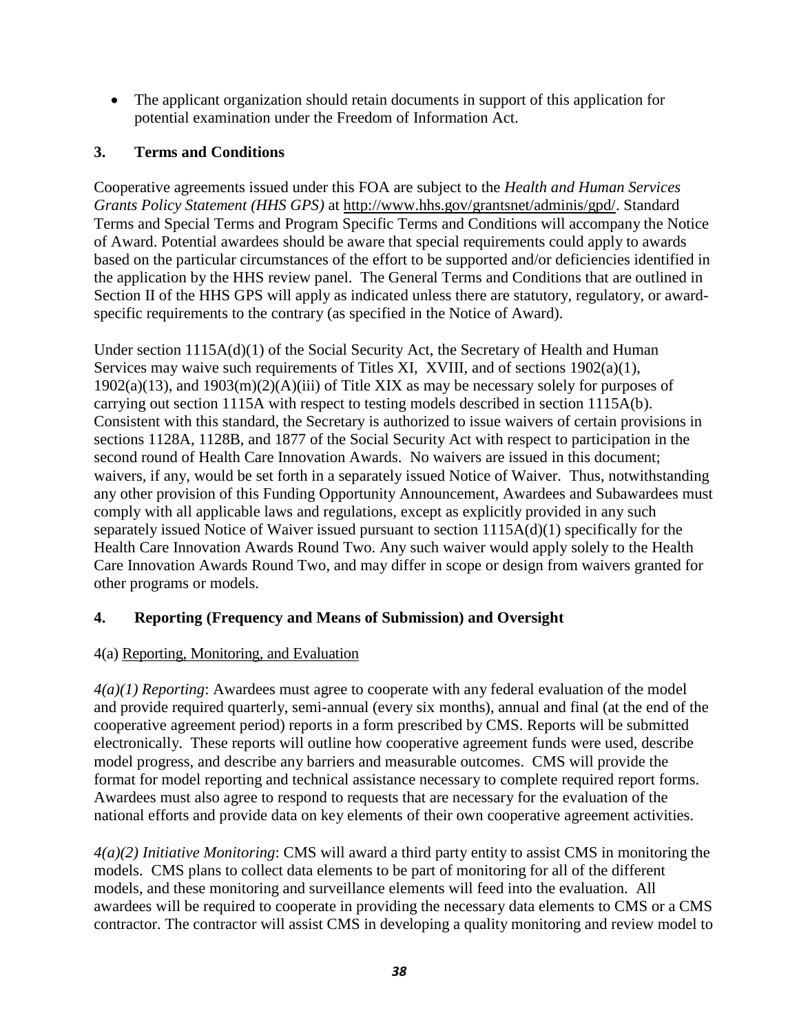- The applicant organization should retain documents in support of this application for potential examination under the Freedom of Information Act.

### 3. Terms and Conditions

Cooperative agreements issued under this FOA are subject to the *Health and Human Services Grants Policy Statement (HHS GPS)* at http://www.hhs.gov/grantsnet/adminis/gpd/. Standard Terms and Special Terms and Program Specific Terms and Conditions will accompany the Notice of Award. Potential awardees should be aware that special requirements could apply to awards based on the particular circumstances of the effort to be supported and/or deficiencies identified in the application by the HHS review panel. The General Terms and Conditions that are outlined in Section II of the HHS GPS will apply as indicated unless there are statutory, regulatory, or award-specific requirements to the contrary (as specified in the Notice of Award).

Under section 1115A(d)(1) of the Social Security Act, the Secretary of Health and Human Services may waive such requirements of Titles XI, XVIII, and of sections 1902(a)(1), 1902(a)(13), and 1903(m)(2)(A)(iii) of Title XIX as may be necessary solely for purposes of carrying out section 1115A with respect to testing models described in section 1115A(b). Consistent with this standard, the Secretary is authorized to issue waivers of certain provisions in sections 1128A, 1128B, and 1877 of the Social Security Act with respect to participation in the second round of Health Care Innovation Awards. No waivers are issued in this document; waivers, if any, would be set forth in a separately issued Notice of Waiver. Thus, notwithstanding any other provision of this Funding Opportunity Announcement, Awardees and Subawardees must comply with all applicable laws and regulations, except as explicitly provided in any such separately issued Notice of Waiver issued pursuant to section 1115A(d)(1) specifically for the Health Care Innovation Awards Round Two. Any such waiver would apply solely to the Health Care Innovation Awards Round Two, and may differ in scope or design from waivers granted for other programs or models.

### 4. Reporting (Frequency and Means of Submission) and Oversight

4(a) Reporting, Monitoring, and Evaluation

*4(a)(1) Reporting*: Awardees must agree to cooperate with any federal evaluation of the model and provide required quarterly, semi-annual (every six months), annual and final (at the end of the cooperative agreement period) reports in a form prescribed by CMS. Reports will be submitted electronically. These reports will outline how cooperative agreement funds were used, describe model progress, and describe any barriers and measurable outcomes. CMS will provide the format for model reporting and technical assistance necessary to complete required report forms. Awardees must also agree to respond to requests that are necessary for the evaluation of the national efforts and provide data on key elements of their own cooperative agreement activities.

*4(a)(2) Initiative Monitoring*: CMS will award a third party entity to assist CMS in monitoring the models. CMS plans to collect data elements to be part of monitoring for all of the different models, and these monitoring and surveillance elements will feed into the evaluation. All awardees will be required to cooperate in providing the necessary data elements to CMS or a CMS contractor. The contractor will assist CMS in developing a quality monitoring and review model to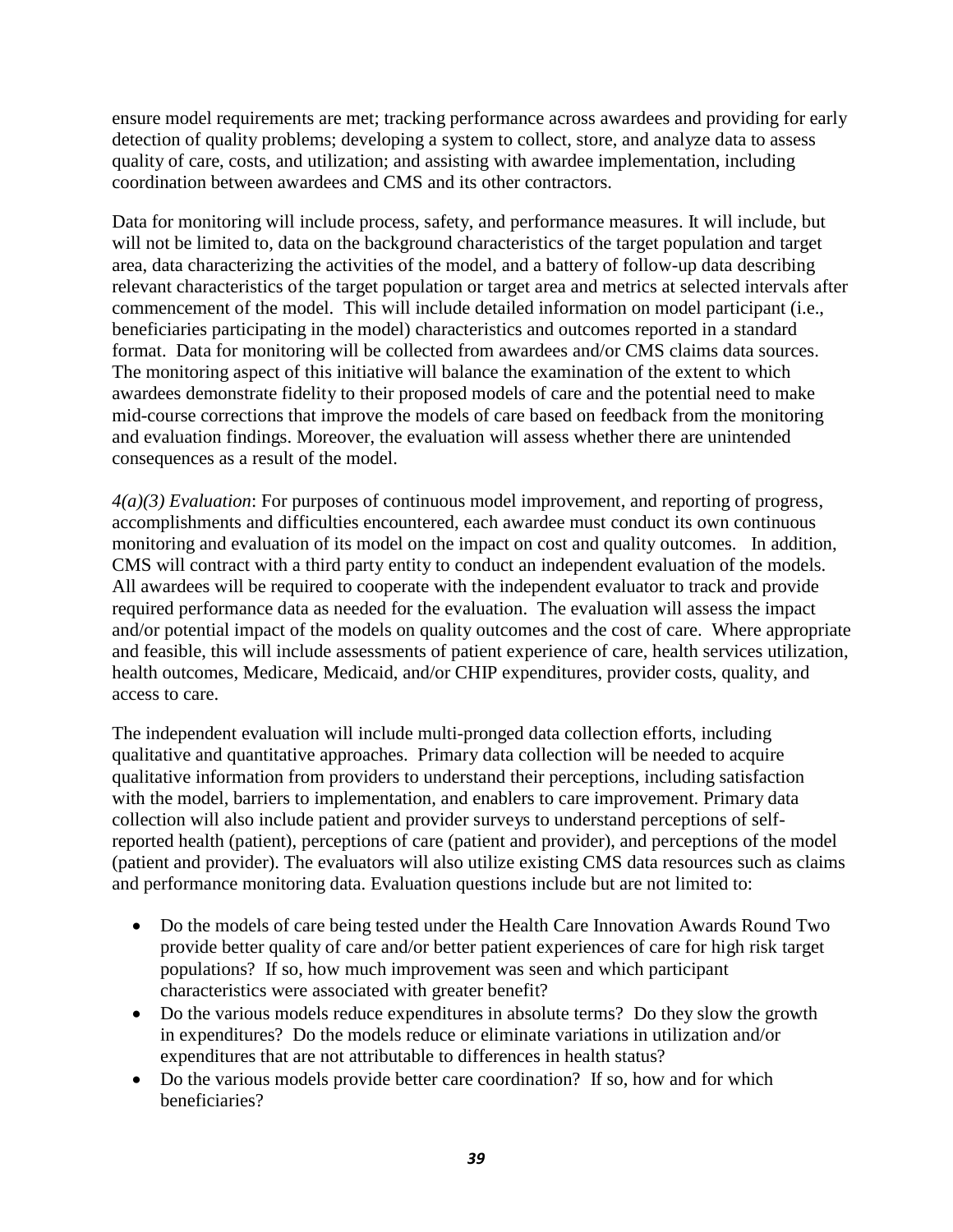ensure model requirements are met; tracking performance across awardees and providing for early detection of quality problems; developing a system to collect, store, and analyze data to assess quality of care, costs, and utilization; and assisting with awardee implementation, including coordination between awardees and CMS and its other contractors.

Data for monitoring will include process, safety, and performance measures. It will include, but will not be limited to, data on the background characteristics of the target population and target area, data characterizing the activities of the model, and a battery of follow-up data describing relevant characteristics of the target population or target area and metrics at selected intervals after commencement of the model. This will include detailed information on model participant (i.e., beneficiaries participating in the model) characteristics and outcomes reported in a standard format. Data for monitoring will be collected from awardees and/or CMS claims data sources. The monitoring aspect of this initiative will balance the examination of the extent to which awardees demonstrate fidelity to their proposed models of care and the potential need to make mid-course corrections that improve the models of care based on feedback from the monitoring and evaluation findings. Moreover, the evaluation will assess whether there are unintended consequences as a result of the model.

*4(a)(3) Evaluation*: For purposes of continuous model improvement, and reporting of progress, accomplishments and difficulties encountered, each awardee must conduct its own continuous monitoring and evaluation of its model on the impact on cost and quality outcomes. In addition, CMS will contract with a third party entity to conduct an independent evaluation of the models. All awardees will be required to cooperate with the independent evaluator to track and provide required performance data as needed for the evaluation. The evaluation will assess the impact and/or potential impact of the models on quality outcomes and the cost of care. Where appropriate and feasible, this will include assessments of patient experience of care, health services utilization, health outcomes, Medicare, Medicaid, and/or CHIP expenditures, provider costs, quality, and access to care.

The independent evaluation will include multi-pronged data collection efforts, including qualitative and quantitative approaches. Primary data collection will be needed to acquire qualitative information from providers to understand their perceptions, including satisfaction with the model, barriers to implementation, and enablers to care improvement. Primary data collection will also include patient and provider surveys to understand perceptions of self-reported health (patient), perceptions of care (patient and provider), and perceptions of the model (patient and provider). The evaluators will also utilize existing CMS data resources such as claims and performance monitoring data. Evaluation questions include but are not limited to:

- Do the models of care being tested under the Health Care Innovation Awards Round Two provide better quality of care and/or better patient experiences of care for high risk target populations? If so, how much improvement was seen and which participant characteristics were associated with greater benefit?
- Do the various models reduce expenditures in absolute terms? Do they slow the growth in expenditures? Do the models reduce or eliminate variations in utilization and/or expenditures that are not attributable to differences in health status?
- Do the various models provide better care coordination? If so, how and for which beneficiaries?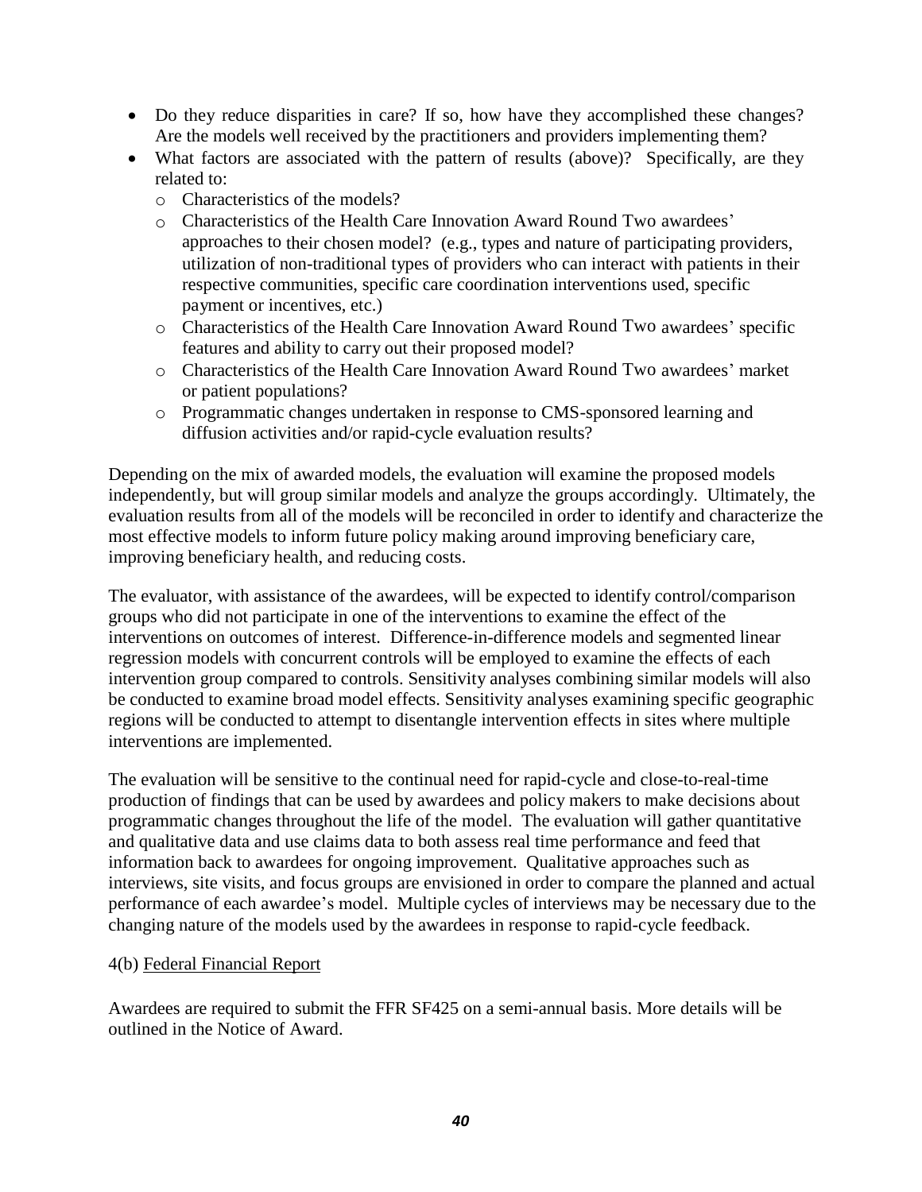- Do they reduce disparities in care? If so, how have they accomplished these changes? Are the models well received by the practitioners and providers implementing them?
- What factors are associated with the pattern of results (above)? Specifically, are they related to:
  - Characteristics of the models?
  - Characteristics of the Health Care Innovation Award Round Two awardees' approaches to their chosen model? (e.g., types and nature of participating providers, utilization of non-traditional types of providers who can interact with patients in their respective communities, specific care coordination interventions used, specific payment or incentives, etc.)
  - Characteristics of the Health Care Innovation Award Round Two awardees' specific features and ability to carry out their proposed model?
  - Characteristics of the Health Care Innovation Award Round Two awardees' market or patient populations?
  - Programmatic changes undertaken in response to CMS-sponsored learning and diffusion activities and/or rapid-cycle evaluation results?

Depending on the mix of awarded models, the evaluation will examine the proposed models independently, but will group similar models and analyze the groups accordingly. Ultimately, the evaluation results from all of the models will be reconciled in order to identify and characterize the most effective models to inform future policy making around improving beneficiary care, improving beneficiary health, and reducing costs.

The evaluator, with assistance of the awardees, will be expected to identify control/comparison groups who did not participate in one of the interventions to examine the effect of the interventions on outcomes of interest. Difference-in-difference models and segmented linear regression models with concurrent controls will be employed to examine the effects of each intervention group compared to controls. Sensitivity analyses combining similar models will also be conducted to examine broad model effects. Sensitivity analyses examining specific geographic regions will be conducted to attempt to disentangle intervention effects in sites where multiple interventions are implemented.

The evaluation will be sensitive to the continual need for rapid-cycle and close-to-real-time production of findings that can be used by awardees and policy makers to make decisions about programmatic changes throughout the life of the model. The evaluation will gather quantitative and qualitative data and use claims data to both assess real time performance and feed that information back to awardees for ongoing improvement. Qualitative approaches such as interviews, site visits, and focus groups are envisioned in order to compare the planned and actual performance of each awardee's model. Multiple cycles of interviews may be necessary due to the changing nature of the models used by the awardees in response to rapid-cycle feedback.

4(b) Federal Financial Report

Awardees are required to submit the FFR SF425 on a semi-annual basis. More details will be outlined in the Notice of Award.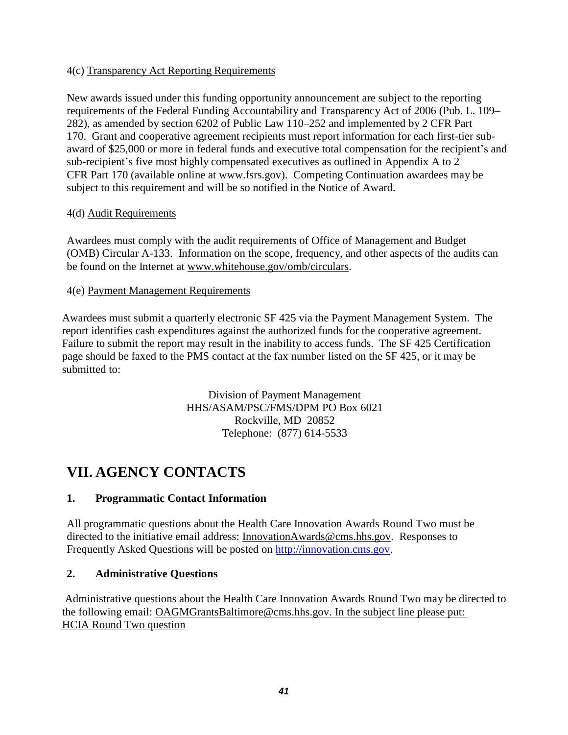4(c) Transparency Act Reporting Requirements

New awards issued under this funding opportunity announcement are subject to the reporting requirements of the Federal Funding Accountability and Transparency Act of 2006 (Pub. L. 109–282), as amended by section 6202 of Public Law 110–252 and implemented by 2 CFR Part 170. Grant and cooperative agreement recipients must report information for each first-tier sub-award of $25,000 or more in federal funds and executive total compensation for the recipient's and sub-recipient's five most highly compensated executives as outlined in Appendix A to 2 CFR Part 170 (available online at www.fsrs.gov). Competing Continuation awardees may be subject to this requirement and will be so notified in the Notice of Award.

4(d) Audit Requirements

Awardees must comply with the audit requirements of Office of Management and Budget (OMB) Circular A-133. Information on the scope, frequency, and other aspects of the audits can be found on the Internet at www.whitehouse.gov/omb/circulars.

4(e) Payment Management Requirements

Awardees must submit a quarterly electronic SF 425 via the Payment Management System. The report identifies cash expenditures against the authorized funds for the cooperative agreement. Failure to submit the report may result in the inability to access funds. The SF 425 Certification page should be faxed to the PMS contact at the fax number listed on the SF 425, or it may be submitted to:

Division of Payment Management
HHS/ASAM/PSC/FMS/DPM PO Box 6021
Rockville, MD 20852
Telephone: (877) 614-5533

# VII. AGENCY CONTACTS

### 1. Programmatic Contact Information

All programmatic questions about the Health Care Innovation Awards Round Two must be directed to the initiative email address: InnovationAwards@cms.hhs.gov. Responses to Frequently Asked Questions will be posted on http://innovation.cms.gov.

### 2. Administrative Questions

Administrative questions about the Health Care Innovation Awards Round Two may be directed to the following email: OAGMGrantsBaltimore@cms.hhs.gov. In the subject line please put: HCIA Round Two question